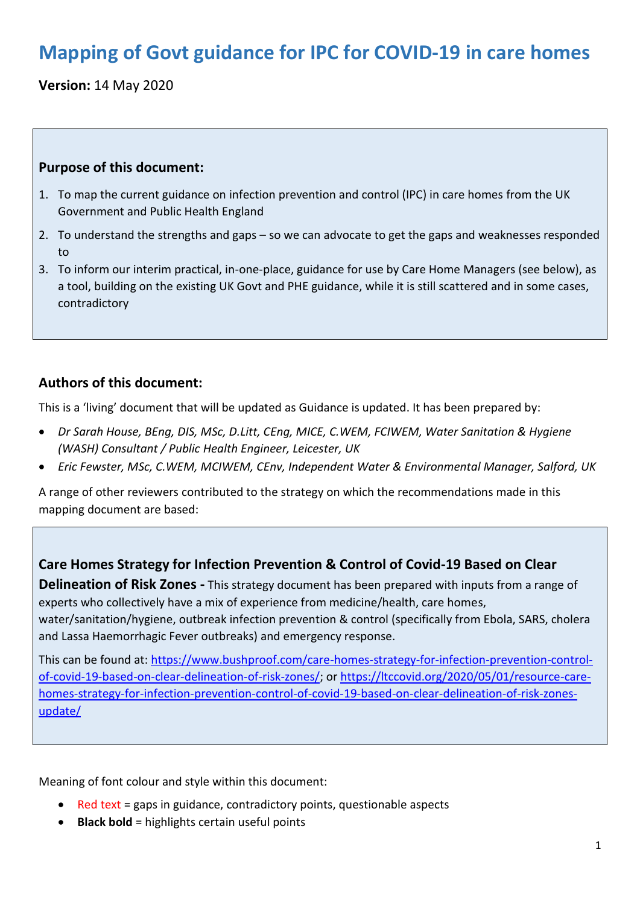# Mapping of Govt guidance for IPC for COVID-19 in care homes

**Version:** 14 May 2020

**Purpose of this document:**

1. To map the current guidance on infection prevention and control (IPC) in care homes from the UK Government and Public Health England
2. To understand the strengths and gaps – so we can advocate to get the gaps and weaknesses responded to
3. To inform our interim practical, in-one-place, guidance for use by Care Home Managers (see below), as a tool, building on the existing UK Govt and PHE guidance, while it is still scattered and in some cases, contradictory

**Authors of this document:**

This is a 'living' document that will be updated as Guidance is updated. It has been prepared by:

- *Dr Sarah House, BEng, DIS, MSc, D.Litt, CEng, MICE, C.WEM, FCIWEM, Water Sanitation & Hygiene (WASH) Consultant / Public Health Engineer, Leicester, UK*
- *Eric Fewster, MSc, C.WEM, MCIWEM, CEnv, Independent Water & Environmental Manager, Salford, UK*

A range of other reviewers contributed to the strategy on which the recommendations made in this mapping document are based:

**Care Homes Strategy for Infection Prevention & Control of Covid-19 Based on Clear Delineation of Risk Zones -** This strategy document has been prepared with inputs from a range of experts who collectively have a mix of experience from medicine/health, care homes, water/sanitation/hygiene, outbreak infection prevention & control (specifically from Ebola, SARS, cholera and Lassa Haemorrhagic Fever outbreaks) and emergency response.

This can be found at: https://www.bushproof.com/care-homes-strategy-for-infection-prevention-control-of-covid-19-based-on-clear-delineation-of-risk-zones/; or https://ltccovid.org/2020/05/01/resource-care-homes-strategy-for-infection-prevention-control-of-covid-19-based-on-clear-delineation-of-risk-zones-update/

Meaning of font colour and style within this document:

- Red text = gaps in guidance, contradictory points, questionable aspects
- **Black bold** = highlights certain useful points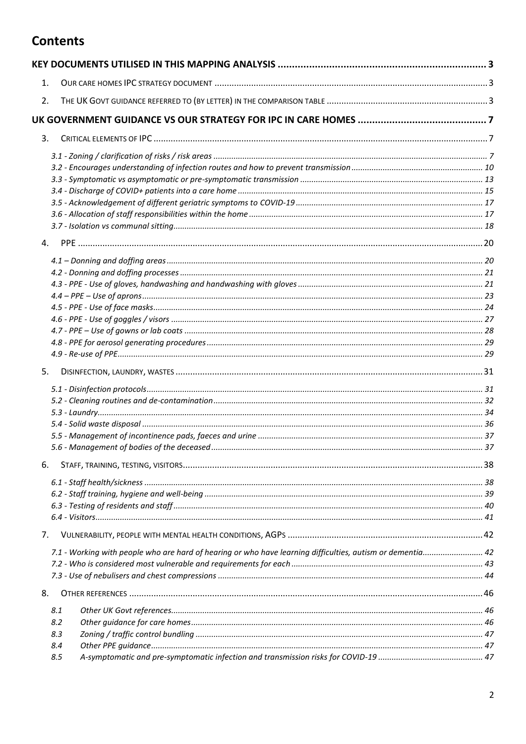# Contents

**KEY DOCUMENTS UTILISED IN THIS MAPPING ANALYSIS** ..... 3

1. OUR CARE HOMES IPC STRATEGY DOCUMENT ..... 3
2. THE UK GOVT GUIDANCE REFERRED TO (BY LETTER) IN THE COMPARISON TABLE ..... 3

**UK GOVERNMENT GUIDANCE VS OUR STRATEGY FOR IPC IN CARE HOMES** ..... 7

3. CRITICAL ELEMENTS OF IPC ..... 7
   - *3.1 - Zoning / clarification of risks / risk areas* ..... 7
   - *3.2 - Encourages understanding of infection routes and how to prevent transmission* ..... 10
   - *3.3 - Symptomatic vs asymptomatic or pre-symptomatic transmission* ..... 13
   - *3.4 - Discharge of COVID+ patients into a care home* ..... 15
   - *3.5 - Acknowledgement of different geriatric symptoms to COVID-19* ..... 17
   - *3.6 - Allocation of staff responsibilities within the home* ..... 17
   - *3.7 - Isolation vs communal sitting* ..... 18
4. PPE ..... 20
   - *4.1 – Donning and doffing areas* ..... 20
   - *4.2 - Donning and doffing processes* ..... 21
   - *4.3 - PPE - Use of gloves, handwashing and handwashing with gloves* ..... 21
   - *4.4 – PPE – Use of aprons* ..... 23
   - *4.5 - PPE - Use of face masks* ..... 24
   - *4.6 - PPE - Use of goggles / visors* ..... 27
   - *4.7 - PPE – Use of gowns or lab coats* ..... 28
   - *4.8 - PPE for aerosol generating procedures* ..... 29
   - *4.9 - Re-use of PPE* ..... 29
5. DISINFECTION, LAUNDRY, WASTES ..... 31
   - *5.1 - Disinfection protocols* ..... 31
   - *5.2 - Cleaning routines and de-contamination* ..... 32
   - *5.3 - Laundry* ..... 34
   - *5.4 - Solid waste disposal* ..... 36
   - *5.5 - Management of incontinence pads, faeces and urine* ..... 37
   - *5.6 - Management of bodies of the deceased* ..... 37
6. STAFF, TRAINING, TESTING, VISITORS ..... 38
   - *6.1 - Staff health/sickness* ..... 38
   - *6.2 - Staff training, hygiene and well-being* ..... 39
   - *6.3 - Testing of residents and staff* ..... 40
   - *6.4 - Visitors* ..... 41
7. VULNERABILITY, PEOPLE WITH MENTAL HEALTH CONDITIONS, AGPS ..... 42
   - *7.1 - Working with people who are hard of hearing or who have learning difficulties, autism or dementia* ..... 42
   - *7.2 - Who is considered most vulnerable and requirements for each* ..... 43
   - *7.3 - Use of nebulisers and chest compressions* ..... 44
8. OTHER REFERENCES ..... 46
   - *8.1 Other UK Govt references* ..... 46
   - *8.2 Other guidance for care homes* ..... 46
   - *8.3 Zoning / traffic control bundling* ..... 47
   - *8.4 Other PPE guidance* ..... 47
   - *8.5 A-symptomatic and pre-symptomatic infection and transmission risks for COVID-19* ..... 47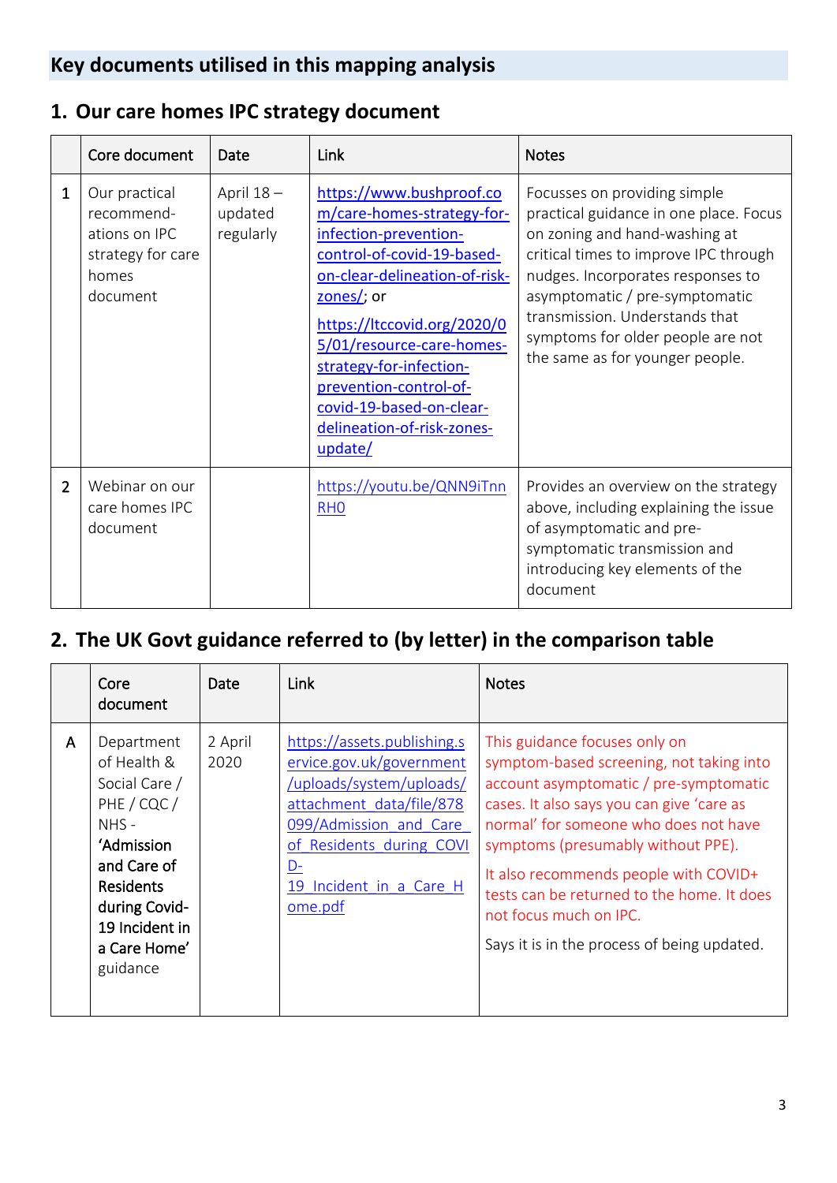## Key documents utilised in this mapping analysis

### 1. Our care homes IPC strategy document

| | Core document | Date | Link | Notes |
|---|---|---|---|---|
| 1 | Our practical recommend-ations on IPC strategy for care homes document | April 18 – updated regularly | https://www.bushproof.com/care-homes-strategy-for-infection-prevention-control-of-covid-19-based-on-clear-delineation-of-risk-zones/; or https://ltccovid.org/2020/05/01/resource-care-homes-strategy-for-infection-prevention-control-of-covid-19-based-on-clear-delineation-of-risk-zones-update/ | Focusses on providing simple practical guidance in one place. Focus on zoning and hand-washing at critical times to improve IPC through nudges. Incorporates responses to asymptomatic / pre-symptomatic transmission. Understands that symptoms for older people are not the same as for younger people. |
| 2 | Webinar on our care homes IPC document | | https://youtu.be/QNN9iTnnRH0 | Provides an overview on the strategy above, including explaining the issue of asymptomatic and pre-symptomatic transmission and introducing key elements of the document |

### 2. The UK Govt guidance referred to (by letter) in the comparison table

| | Core document | Date | Link | Notes |
|---|---|---|---|---|
| A | Department of Health & Social Care / PHE / CQC / NHS - **'Admission and Care of Residents during Covid-19 Incident in a Care Home'** guidance | 2 April 2020 | https://assets.publishing.service.gov.uk/government/uploads/system/uploads/attachment_data/file/878099/Admission_and_Care_of_Residents_during_COVID-19_Incident_in_a_Care_Home.pdf | This guidance focuses only on symptom-based screening, not taking into account asymptomatic / pre-symptomatic cases. It also says you can give 'care as normal' for someone who does not have symptoms (presumably without PPE). It also recommends people with COVID+ tests can be returned to the home. It does not focus much on IPC. Says it is in the process of being updated. |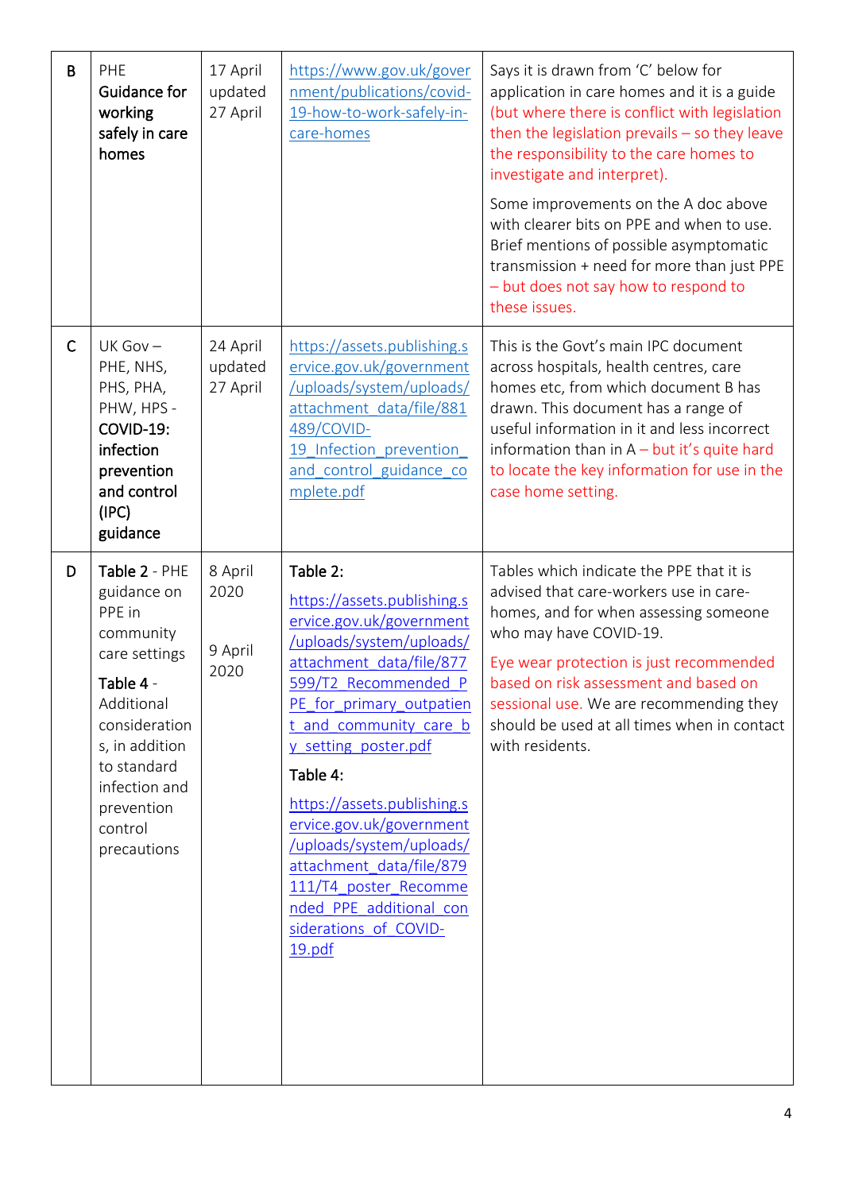| | | | | |
|---|---|---|---|---|
| B | PHE **Guidance for working safely in care homes** | 17 April updated 27 April | https://www.gov.uk/government/publications/covid-19-how-to-work-safely-in-care-homes | Says it is drawn from 'C' below for application in care homes and it is a guide (but where there is conflict with legislation then the legislation prevails – so they leave the responsibility to the care homes to investigate and interpret).<br><br>Some improvements on the A doc above with clearer bits on PPE and when to use. Brief mentions of possible asymptomatic transmission + need for more than just PPE – but does not say how to respond to these issues. |
| C | UK Gov – PHE, NHS, PHS, PHA, PHW, HPS - **COVID-19: infection prevention and control (IPC) guidance** | 24 April updated 27 April | https://assets.publishing.service.gov.uk/government/uploads/system/uploads/attachment_data/file/881489/COVID-19_Infection_prevention_and_control_guidance_complete.pdf | This is the Govt's main IPC document across hospitals, health centres, care homes etc, from which document B has drawn. This document has a range of useful information in it and less incorrect information than in A – but it's quite hard to locate the key information for use in the case home setting. |
| D | **Table 2** - PHE guidance on PPE in community care settings<br><br>**Table 4** - Additional considerations, in addition to standard infection and prevention control precautions | 8 April 2020<br><br>9 April 2020 | **Table 2:**<br>https://assets.publishing.service.gov.uk/government/uploads/system/uploads/attachment_data/file/877599/T2_Recommended_PPE_for_primary_outpatient_and_community_care_by_setting_poster.pdf<br><br>**Table 4:**<br>https://assets.publishing.service.gov.uk/government/uploads/system/uploads/attachment_data/file/879111/T4_poster_Recommended_PPE_additional_considerations_of_COVID-19.pdf | Tables which indicate the PPE that it is advised that care-workers use in care-homes, and for when assessing someone who may have COVID-19.<br><br>Eye wear protection is just recommended based on risk assessment and based on sessional use. We are recommending they should be used at all times when in contact with residents. |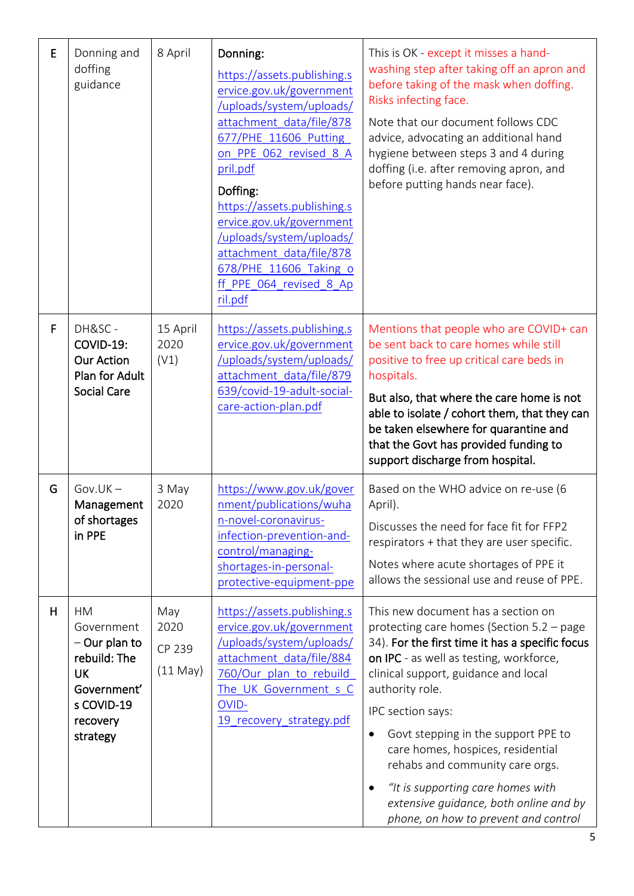| E | Donning and doffing guidance | 8 April | **Donning:** https://assets.publishing.service.gov.uk/government/uploads/system/uploads/attachment_data/file/878677/PHE_11606_Putting_on_PPE_062_revised_8_April.pdf<br><br>**Doffing:** https://assets.publishing.service.gov.uk/government/uploads/system/uploads/attachment_data/file/878678/PHE_11606_Taking_off_PPE_064_revised_8_April.pdf | This is OK - except it misses a hand-washing step after taking off an apron and before taking of the mask when doffing. Risks infecting face.<br><br>Note that our document follows CDC advice, advocating an additional hand hygiene between steps 3 and 4 during doffing (i.e. after removing apron, and before putting hands near face). |
|---|---|---|---|---|
| F | DH&SC - **COVID-19: Our Action Plan for Adult Social Care** | 15 April 2020 (V1) | https://assets.publishing.service.gov.uk/government/uploads/system/uploads/attachment_data/file/879639/covid-19-adult-social-care-action-plan.pdf | Mentions that people who are COVID+ can be sent back to care homes while still positive to free up critical care beds in hospitals.<br><br>**But also, that where the care home is not able to isolate / cohort them, that they can be taken elsewhere for quarantine and that the Govt has provided funding to support discharge from hospital.** |
| G | Gov.UK – **Management of shortages in PPE** | 3 May 2020 | https://www.gov.uk/government/publications/wuhan-novel-coronavirus-infection-prevention-and-control/managing-shortages-in-personal-protective-equipment-ppe | Based on the WHO advice on re-use (6 April).<br><br>Discusses the need for face fit for FFP2 respirators + that they are user specific.<br><br>Notes where acute shortages of PPE it allows the sessional use and reuse of PPE. |
| H | HM Government – **Our plan to rebuild: The UK Government's COVID-19 recovery strategy** | May 2020<br><br>CP 239<br><br>(11 May) | https://assets.publishing.service.gov.uk/government/uploads/system/uploads/attachment_data/file/884760/Our_plan_to_rebuild_The_UK_Government_s_COVID-19_recovery_strategy.pdf | This new document has a section on protecting care homes (Section 5.2 – page 34). **For the first time it has a specific focus on IPC** - as well as testing, workforce, clinical support, guidance and local authority role.<br><br>IPC section says:<br><br>• Govt stepping in the support PPE to care homes, hospices, residential rehabs and community care orgs.<br><br>• *"It is supporting care homes with extensive guidance, both online and by phone, on how to prevent and control* |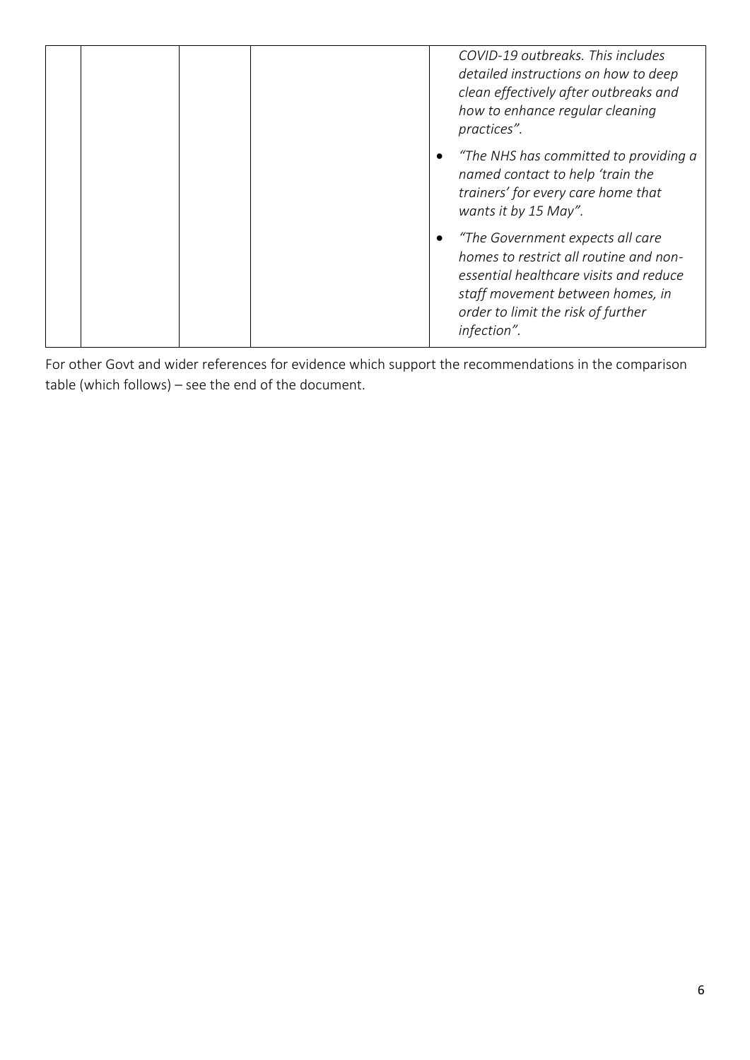| | | | |
|---|---|---|---|
| | | | *COVID-19 outbreaks. This includes detailed instructions on how to deep clean effectively after outbreaks and how to enhance regular cleaning practices".*<br>• *"The NHS has committed to providing a named contact to help 'train the trainers' for every care home that wants it by 15 May".*<br>• *"The Government expects all care homes to restrict all routine and non-essential healthcare visits and reduce staff movement between homes, in order to limit the risk of further infection".* |

For other Govt and wider references for evidence which support the recommendations in the comparison table (which follows) – see the end of the document.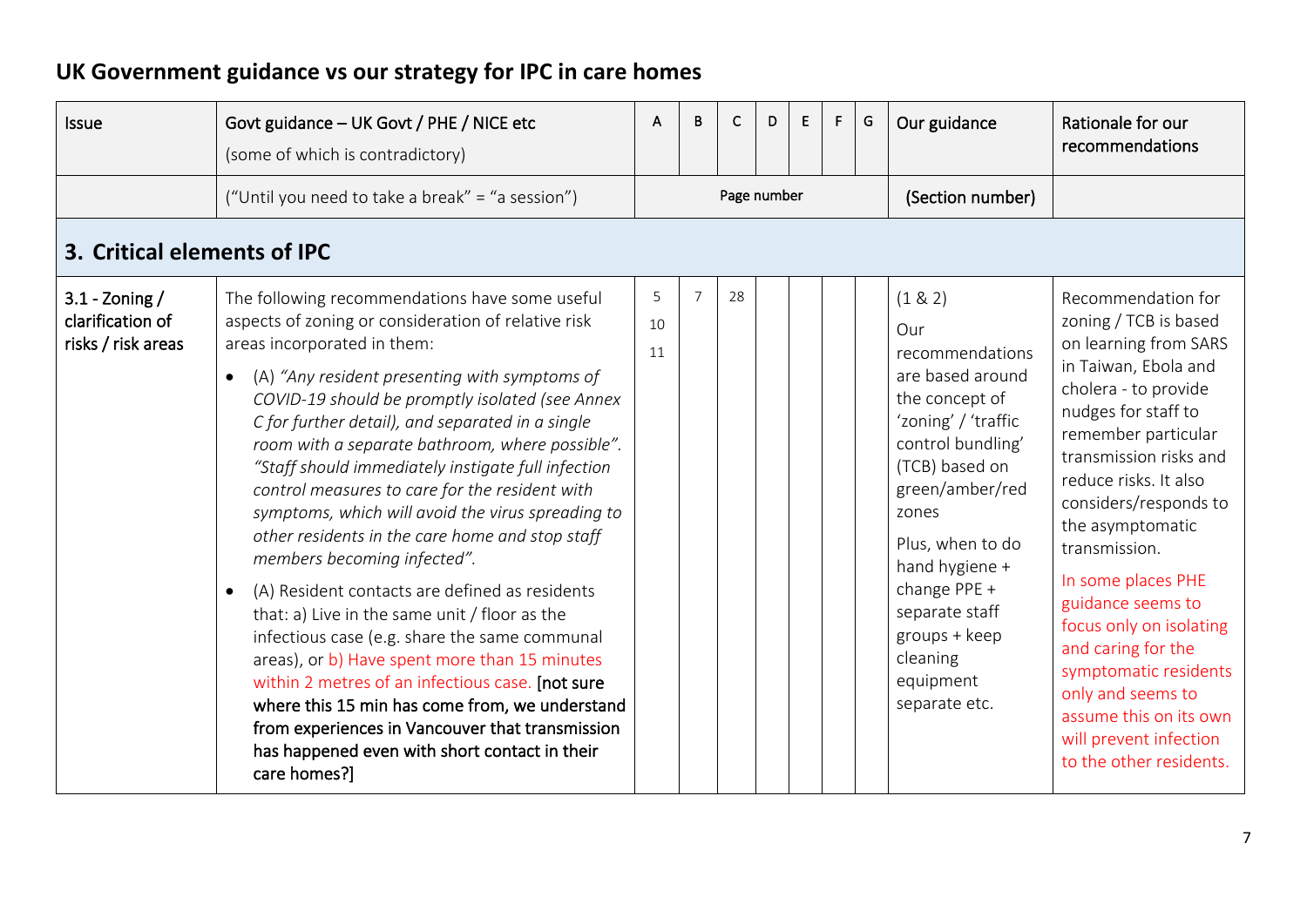# UK Government guidance vs our strategy for IPC in care homes

| Issue | Govt guidance – UK Govt / PHE / NICE etc (some of which is contradictory) | A | B | C | D | E | F | G | Our guidance | Rationale for our recommendations |
|---|---|---|---|---|---|---|---|---|---|---|
| | ("Until you need to take a break" = "a session") | Page number | | | | | | | (Section number) | |
| **3. Critical elements of IPC** | | | | | | | | | | |
| 3.1 - Zoning / clarification of risks / risk areas | The following recommendations have some useful aspects of zoning or consideration of relative risk areas incorporated in them: <br>• (A) *"Any resident presenting with symptoms of COVID-19 should be promptly isolated (see Annex C for further detail), and separated in a single room with a separate bathroom, where possible". "Staff should immediately instigate full infection control measures to care for the resident with symptoms, which will avoid the virus spreading to other residents in the care home and stop staff members becoming infected".* <br>• (A) Resident contacts are defined as residents that: a) Live in the same unit / floor as the infectious case (e.g. share the same communal areas), or b) Have spent more than 15 minutes within 2 metres of an infectious case. **[not sure where this 15 min has come from, we understand from experiences in Vancouver that transmission has happened even with short contact in their care homes?]** | 5 10 11 | 7 | 28 | | | | | (1 & 2) <br>Our recommendations are based around the concept of 'zoning' / 'traffic control bundling' (TCB) based on green/amber/red zones <br>Plus, when to do hand hygiene + change PPE + separate staff groups + keep cleaning equipment separate etc. | Recommendation for zoning / TCB is based on learning from SARS in Taiwan, Ebola and cholera - to provide nudges for staff to remember particular transmission risks and reduce risks. It also considers/responds to the asymptomatic transmission. <br>In some places PHE guidance seems to focus only on isolating and caring for the symptomatic residents only and seems to assume this on its own will prevent infection to the other residents. |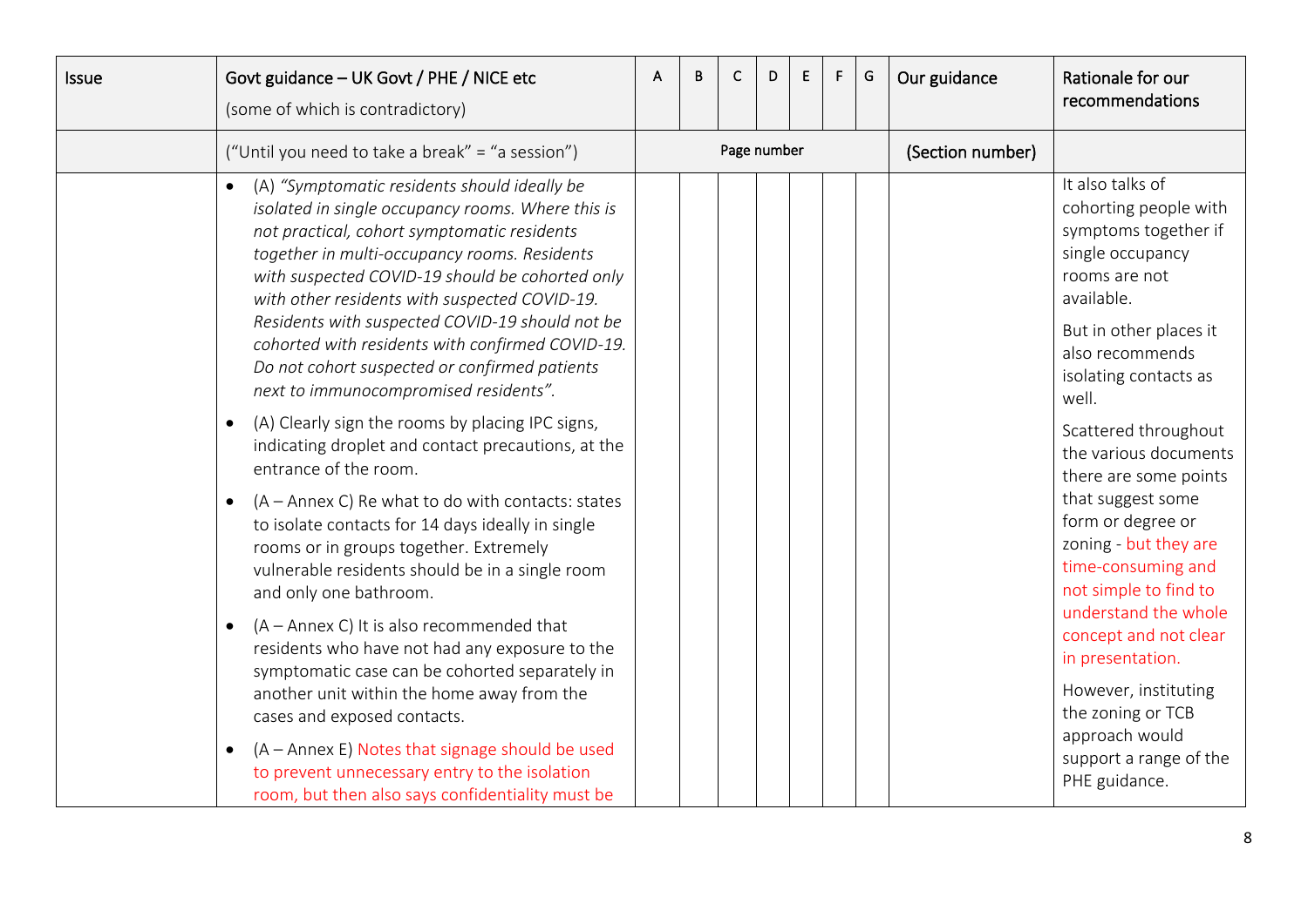| Issue | Govt guidance – UK Govt / PHE / NICE etc (some of which is contradictory) | A | B | C | D | E | F | G | Our guidance | Rationale for our recommendations |
|---|---|---|---|---|---|---|---|---|---|---|
| | ("Until you need to take a break" = "a session") | Page number | | | | | | | (Section number) | |
| | • (A) *"Symptomatic residents should ideally be isolated in single occupancy rooms. Where this is not practical, cohort symptomatic residents together in multi-occupancy rooms. Residents with suspected COVID-19 should be cohorted only with other residents with suspected COVID-19. Residents with suspected COVID-19 should not be cohorted with residents with confirmed COVID-19. Do not cohort suspected or confirmed patients next to immunocompromised residents".*<br>• (A) Clearly sign the rooms by placing IPC signs, indicating droplet and contact precautions, at the entrance of the room.<br>• (A – Annex C) Re what to do with contacts: states to isolate contacts for 14 days ideally in single rooms or in groups together. Extremely vulnerable residents should be in a single room and only one bathroom.<br>• (A – Annex C) It is also recommended that residents who have not had any exposure to the symptomatic case can be cohorted separately in another unit within the home away from the cases and exposed contacts.<br>• (A – Annex E) Notes that signage should be used to prevent unnecessary entry to the isolation room, but then also says confidentiality must be | | | | | | | | | It also talks of cohorting people with symptoms together if single occupancy rooms are not available.<br><br>But in other places it also recommends isolating contacts as well.<br><br>Scattered throughout the various documents there are some points that suggest some form or degree or zoning - but they are time-consuming and not simple to find to understand the whole concept and not clear in presentation.<br><br>However, instituting the zoning or TCB approach would support a range of the PHE guidance. |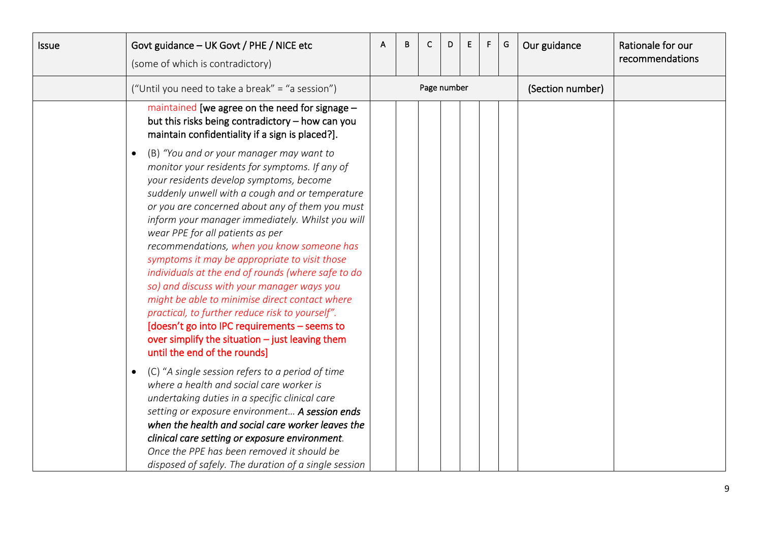| Issue | Govt guidance – UK Govt / PHE / NICE etc (some of which is contradictory) | A | B | C | D | E | F | G | Our guidance | Rationale for our recommendations |
|---|---|---|---|---|---|---|---|---|---|---|
| | ("Until you need to take a break" = "a session") | Page number | | | | | | | (Section number) | |
| | maintained **[we agree on the need for signage – but this risks being contradictory – how can you maintain confidentiality if a sign is placed?].**<br><br>• (B) *"You and or your manager may want to monitor your residents for symptoms. If any of your residents develop symptoms, become suddenly unwell with a cough and or temperature or you are concerned about any of them you must inform your manager immediately. Whilst you will wear PPE for all patients as per recommendations, when you know someone has symptoms it may be appropriate to visit those individuals at the end of rounds (where safe to do so) and discuss with your manager ways you might be able to minimise direct contact where practical, to further reduce risk to yourself".* **[doesn't go into IPC requirements – seems to over simplify the situation – just leaving them until the end of the rounds]**<br><br>• (C) *"A single session refers to a period of time where a health and social care worker is undertaking duties in a specific clinical care setting or exposure environment… **A session ends when the health and social care worker leaves the clinical care setting or exposure environment**. Once the PPE has been removed it should be disposed of safely. The duration of a single session* | | | | | | | | | |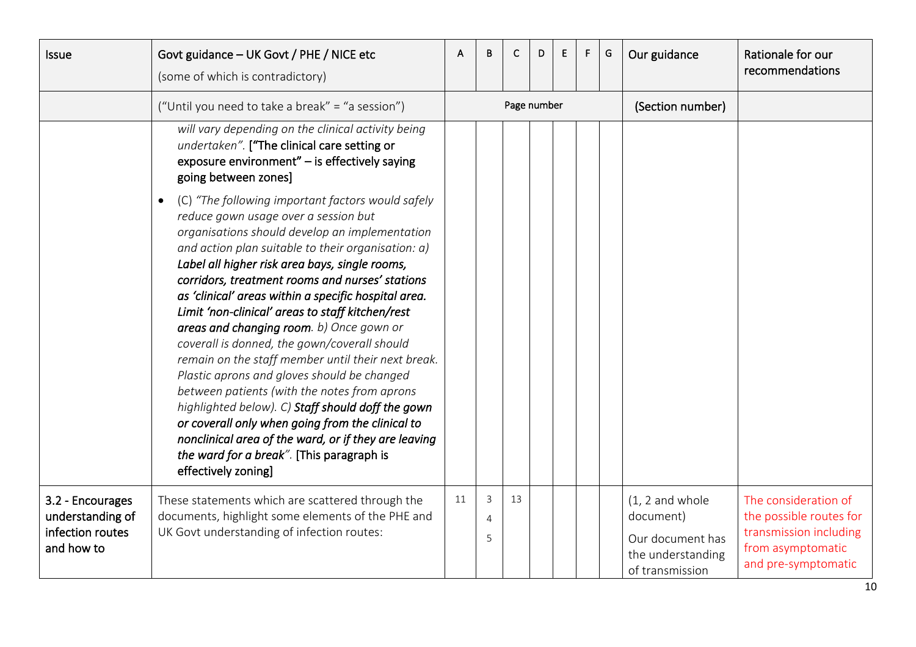| Issue | Govt guidance – UK Govt / PHE / NICE etc (some of which is contradictory) | A | B | C | D | E | F | G | Our guidance | Rationale for our recommendations |
|---|---|---|---|---|---|---|---|---|---|---|
| | ("Until you need to take a break" = "a session") | Page number | | | | | | | (Section number) | |
| | *will vary depending on the clinical activity being undertaken".* **["The clinical care setting or exposure environment" – is effectively saying going between zones]**<br><br>• (C) *"The following important factors would safely reduce gown usage over a session but organisations should develop an implementation and action plan suitable to their organisation: a)* ***Label all higher risk area bays, single rooms, corridors, treatment rooms and nurses' stations as 'clinical' areas within a specific hospital area. Limit 'non-clinical' areas to staff kitchen/rest areas and changing room****. b) Once gown or coverall is donned, the gown/coverall should remain on the staff member until their next break. Plastic aprons and gloves should be changed between patients (with the notes from aprons highlighted below). C)* ***Staff should doff the gown or coverall only when going from the clinical to nonclinical area of the ward, or if they are leaving the ward for a break****".* **[This paragraph is effectively zoning]** | | | | | | | | | |
| 3.2 - Encourages understanding of infection routes and how to | These statements which are scattered through the documents, highlight some elements of the PHE and UK Govt understanding of infection routes: | 11 | 3<br>4<br>5 | 13 | | | | | (1, 2 and whole document)<br><br>Our document has the understanding of transmission | The consideration of the possible routes for transmission including from asymptomatic and pre-symptomatic |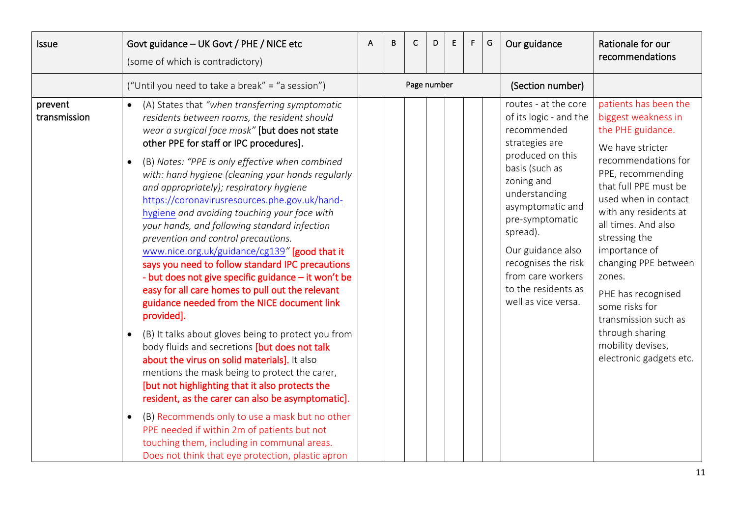| Issue | Govt guidance – UK Govt / PHE / NICE etc (some of which is contradictory) | A | B | C | D | E | F | G | Our guidance | Rationale for our recommendations |
|---|---|---|---|---|---|---|---|---|---|---|
| | ("Until you need to take a break" = "a session") | Page number | | | | | | | (Section number) | |
| prevent transmission | • (A) States that *"when transferring symptomatic residents between rooms, the resident should wear a surgical face mask"* [but does not state other PPE for staff or IPC procedures].<br><br>• (B) *Notes: "PPE is only effective when combined with: hand hygiene (cleaning your hands regularly and appropriately); respiratory hygiene* https://coronavirusresources.phe.gov.uk/hand-hygiene *and avoiding touching your face with your hands, and following standard infection prevention and control precautions.* www.nice.org.uk/guidance/cg139*"* [good that it says you need to follow standard IPC precautions - but does not give specific guidance – it won't be easy for all care homes to pull out the relevant guidance needed from the NICE document link provided].<br><br>• (B) It talks about gloves being to protect you from body fluids and secretions [but does not talk about the virus on solid materials]. It also mentions the mask being to protect the carer, [but not highlighting that it also protects the resident, as the carer can also be asymptomatic].<br><br>• (B) Recommends only to use a mask but no other PPE needed if within 2m of patients but not touching them, including in communal areas. Does not think that eye protection, plastic apron | | | | | | | | routes - at the core of its logic - and the recommended strategies are produced on this basis (such as zoning and understanding asymptomatic and pre-symptomatic spread).<br><br>Our guidance also recognises the risk from care workers to the residents as well as vice versa. | patients has been the biggest weakness in the PHE guidance.<br><br>We have stricter recommendations for PPE, recommending that full PPE must be used when in contact with any residents at all times. And also stressing the importance of changing PPE between zones.<br><br>PHE has recognised some risks for transmission such as through sharing mobility devises, electronic gadgets etc. |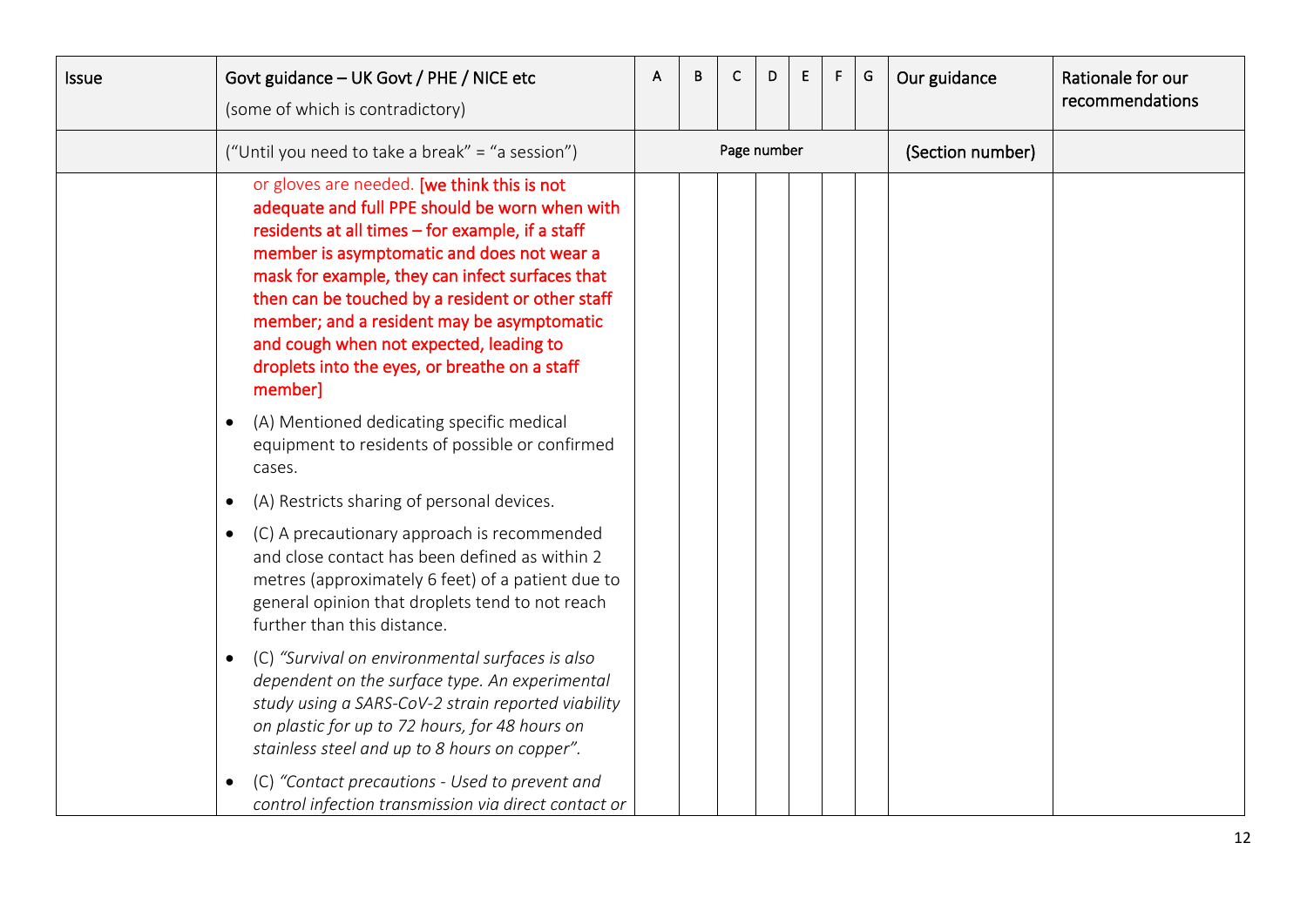| Issue | Govt guidance – UK Govt / PHE / NICE etc (some of which is contradictory) | A | B | C | D | E | F | G | Our guidance | Rationale for our recommendations |
|---|---|---|---|---|---|---|---|---|---|---|
| | ("Until you need to take a break" = "a session") | Page number | | | | | | | (Section number) | |
| | or gloves are needed. [we think this is not adequate and full PPE should be worn when with residents at all times – for example, if a staff member is asymptomatic and does not wear a mask for example, they can infect surfaces that then can be touched by a resident or other staff member; and a resident may be asymptomatic and cough when not expected, leading to droplets into the eyes, or breathe on a staff member]<br><br>• (A) Mentioned dedicating specific medical equipment to residents of possible or confirmed cases.<br><br>• (A) Restricts sharing of personal devices.<br><br>• (C) A precautionary approach is recommended and close contact has been defined as within 2 metres (approximately 6 feet) of a patient due to general opinion that droplets tend to not reach further than this distance.<br><br>• (C) *"Survival on environmental surfaces is also dependent on the surface type. An experimental study using a SARS-CoV-2 strain reported viability on plastic for up to 72 hours, for 48 hours on stainless steel and up to 8 hours on copper".*<br><br>• (C) *"Contact precautions - Used to prevent and control infection transmission via direct contact or* | | | | | | | | | |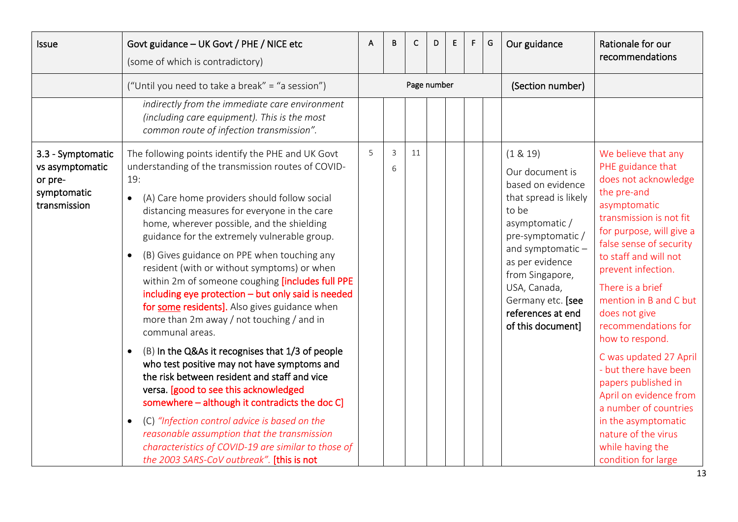| Issue | Govt guidance – UK Govt / PHE / NICE etc (some of which is contradictory) | A | B | C | D | E | F | G | Our guidance | Rationale for our recommendations |
|---|---|---|---|---|---|---|---|---|---|---|
| | ("Until you need to take a break" = "a session") | Page number | | | | | | | (Section number) | |
| | *indirectly from the immediate care environment (including care equipment). This is the most common route of infection transmission".* | | | | | | | | | |
| **3.3 - Symptomatic vs asymptomatic or pre-symptomatic transmission** | The following points identify the PHE and UK Govt understanding of the transmission routes of COVID-19:<br>• (A) Care home providers should follow social distancing measures for everyone in the care home, wherever possible, and the shielding guidance for the extremely vulnerable group.<br>• (B) Gives guidance on PPE when touching any resident (with or without symptoms) or when within 2m of someone coughing **[includes full PPE including eye protection – but only said is needed for <u>some</u> residents].** Also gives guidance when more than 2m away / not touching / and in communal areas.<br>• (B) **In the Q&As it recognises that 1/3 of people who test positive may not have symptoms and the risk between resident and staff and vice versa. [good to see this acknowledged somewhere – although it contradicts the doc C]**<br>• (C) *"Infection control advice is based on the reasonable assumption that the transmission characteristics of COVID-19 are similar to those of the 2003 SARS-CoV outbreak".* **[this is not** | 5 | 3<br>6 | 11 | | | | | (1 & 19)<br>Our document is based on evidence that spread is likely to be asymptomatic / pre-symptomatic / and symptomatic – as per evidence from Singapore, USA, Canada, Germany etc. **[see references at end of this document]** | We believe that any PHE guidance that does not acknowledge the pre-and asymptomatic transmission is not fit for purpose, will give a false sense of security to staff and will not prevent infection.<br>There is a brief mention in B and C but does not give recommendations for how to respond.<br>C was updated 27 April - but there have been papers published in April on evidence from a number of countries in the asymptomatic nature of the virus while having the condition for large |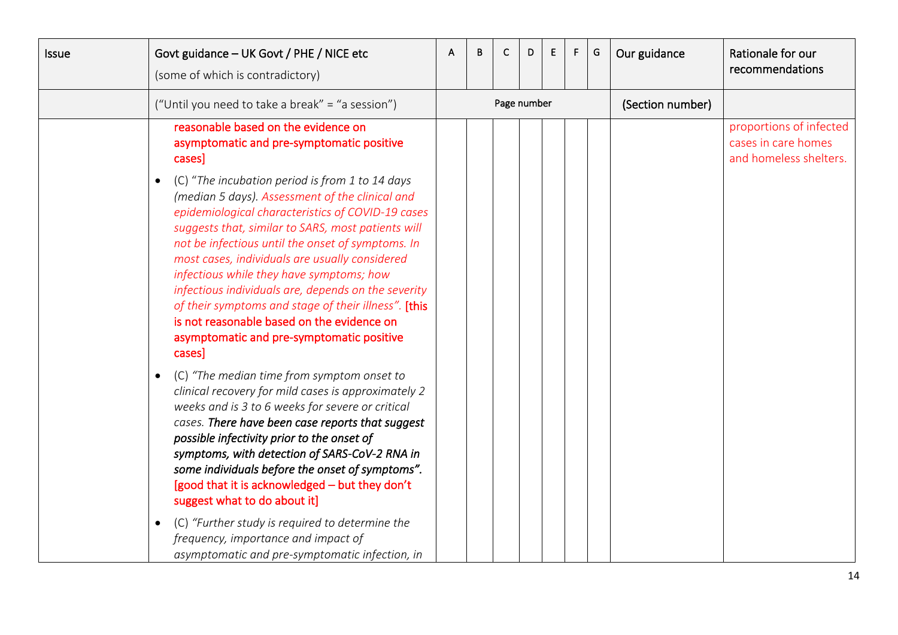| Issue | Govt guidance – UK Govt / PHE / NICE etc (some of which is contradictory) | A | B | C | D | E | F | G | Our guidance | Rationale for our recommendations |
|---|---|---|---|---|---|---|---|---|---|---|
| | (“Until you need to take a break” = “a session”) | Page number | | | | | | | (Section number) | |
| | **reasonable based on the evidence on asymptomatic and pre-symptomatic positive cases]**<br><br>• (C) “*The incubation period is from 1 to 14 days (median 5 days). Assessment of the clinical and epidemiological characteristics of COVID-19 cases suggests that, similar to SARS, most patients will not be infectious until the onset of symptoms. In most cases, individuals are usually considered infectious while they have symptoms; how infectious individuals are, depends on the severity of their symptoms and stage of their illness*”. **[this is not reasonable based on the evidence on asymptomatic and pre-symptomatic positive cases]**<br><br>• (C) *“The median time from symptom onset to clinical recovery for mild cases is approximately 2 weeks and is 3 to 6 weeks for severe or critical cases.* ***There have been case reports that suggest possible infectivity prior to the onset of symptoms, with detection of SARS-CoV-2 RNA in some individuals before the onset of symptoms”.*** **[good that it is acknowledged – but they don’t suggest what to do about it]**<br><br>• (C) *“Further study is required to determine the frequency, importance and impact of asymptomatic and pre-symptomatic infection, in* | | | | | | | | | proportions of infected cases in care homes and homeless shelters. |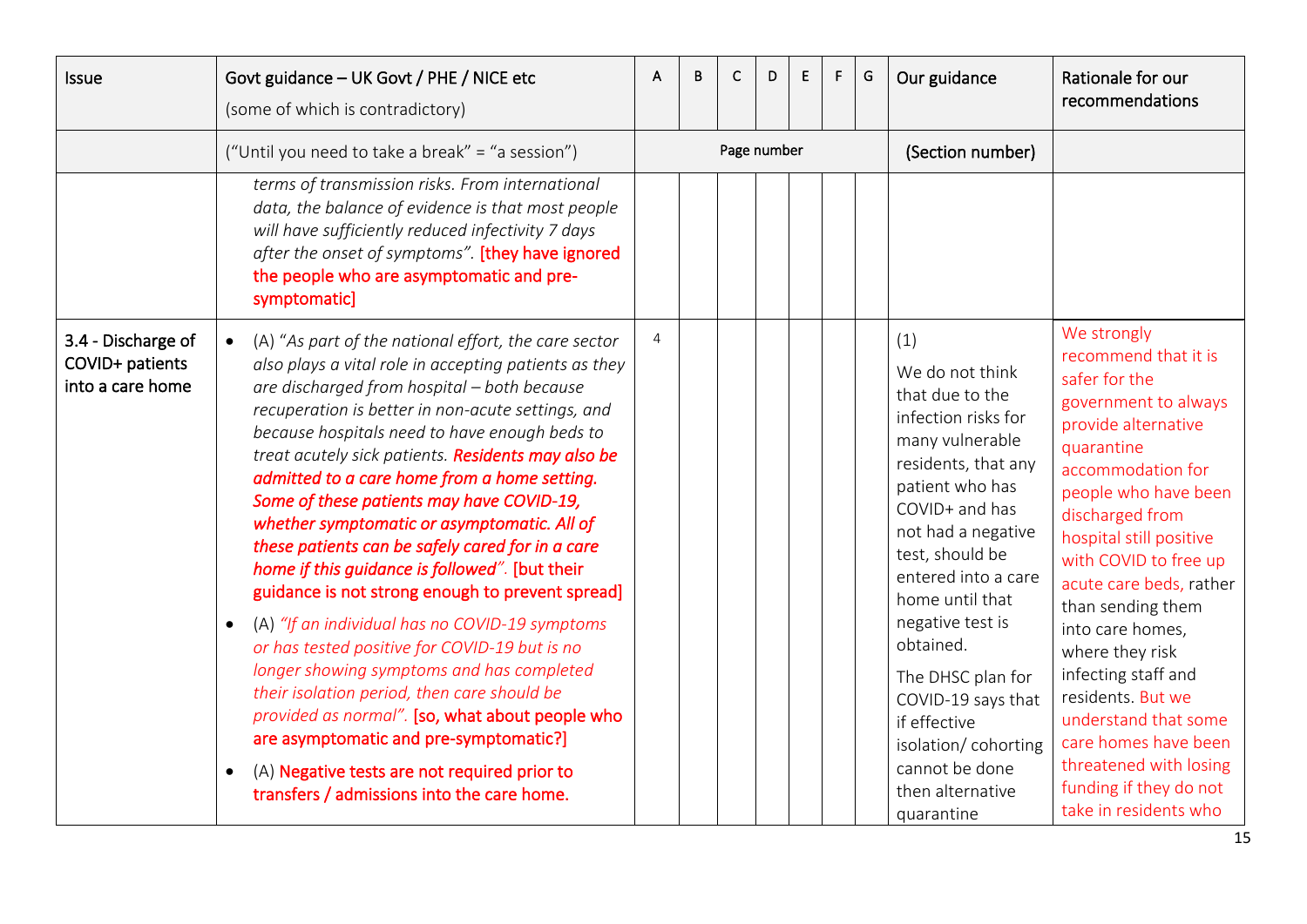| Issue | Govt guidance – UK Govt / PHE / NICE etc (some of which is contradictory) | A | B | C | D | E | F | G | Our guidance | Rationale for our recommendations |
|---|---|---|---|---|---|---|---|---|---|---|
| | ("Until you need to take a break" = "a session") | Page number | | | | | | | (Section number) | |
| | *terms of transmission risks. From international data, the balance of evidence is that most people will have sufficiently reduced infectivity 7 days after the onset of symptoms".* [they have ignored the people who are asymptomatic and pre-symptomatic] | | | | | | | | | |
| 3.4 - Discharge of COVID+ patients into a care home | • (A) "*As part of the national effort, the care sector also plays a vital role in accepting patients as they are discharged from hospital – both because recuperation is better in non-acute settings, and because hospitals need to have enough beds to treat acutely sick patients.* ***Residents may also be admitted to a care home from a home setting. Some of these patients may have COVID-19, whether symptomatic or asymptomatic. All of these patients can be safely cared for in a care home if this guidance is followed***". [but their guidance is not strong enough to prevent spread]<br>• (A) *"If an individual has no COVID-19 symptoms or has tested positive for COVID-19 but is no longer showing symptoms and has completed their isolation period, then care should be provided as normal".* [so, what about people who are asymptomatic and pre-symptomatic?]<br>• (A) Negative tests are not required prior to transfers / admissions into the care home. | 4 | | | | | | | (1)<br>We do not think that due to the infection risks for many vulnerable residents, that any patient who has COVID+ and has not had a negative test, should be entered into a care home until that negative test is obtained.<br>The DHSC plan for COVID-19 says that if effective isolation/ cohorting cannot be done then alternative quarantine | We strongly recommend that it is safer for the government to always provide alternative quarantine accommodation for people who have been discharged from hospital still positive with COVID to free up acute care beds, rather than sending them into care homes, where they risk infecting staff and residents. But we understand that some care homes have been threatened with losing funding if they do not take in residents who |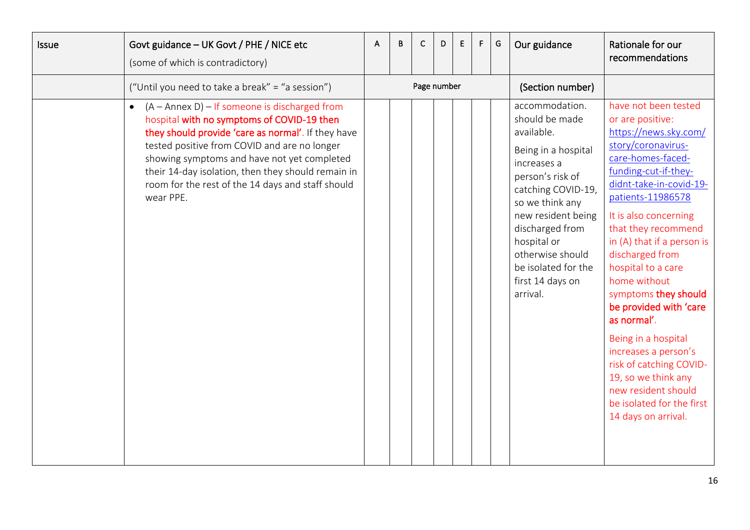| Issue | Govt guidance – UK Govt / PHE / NICE etc (some of which is contradictory) | A | B | C | D | E | F | G | Our guidance | Rationale for our recommendations |
|---|---|---|---|---|---|---|---|---|---|---|
| | ("Until you need to take a break" = "a session") | Page number | | | | | | | (Section number) | |
| | • (A – Annex D) – If someone is discharged from hospital **with no symptoms of COVID-19 then they should provide 'care as normal'**. If they have tested positive from COVID and are no longer showing symptoms and have not yet completed their 14-day isolation, then they should remain in room for the rest of the 14 days and staff should wear PPE. | | | | | | | | accommodation. should be made available.<br><br>Being in a hospital increases a person's risk of catching COVID-19, so we think any new resident being discharged from hospital or otherwise should be isolated for the first 14 days on arrival. | have not been tested or are positive: https://news.sky.com/story/coronavirus-care-homes-faced-funding-cut-if-they-didnt-take-in-covid-19-patients-11986578<br><br>It is also concerning that they recommend in (A) that if a person is discharged from hospital to a care home without symptoms **they should be provided with 'care as normal'**.<br><br>Being in a hospital increases a person's risk of catching COVID-19, so we think any new resident should be isolated for the first 14 days on arrival. |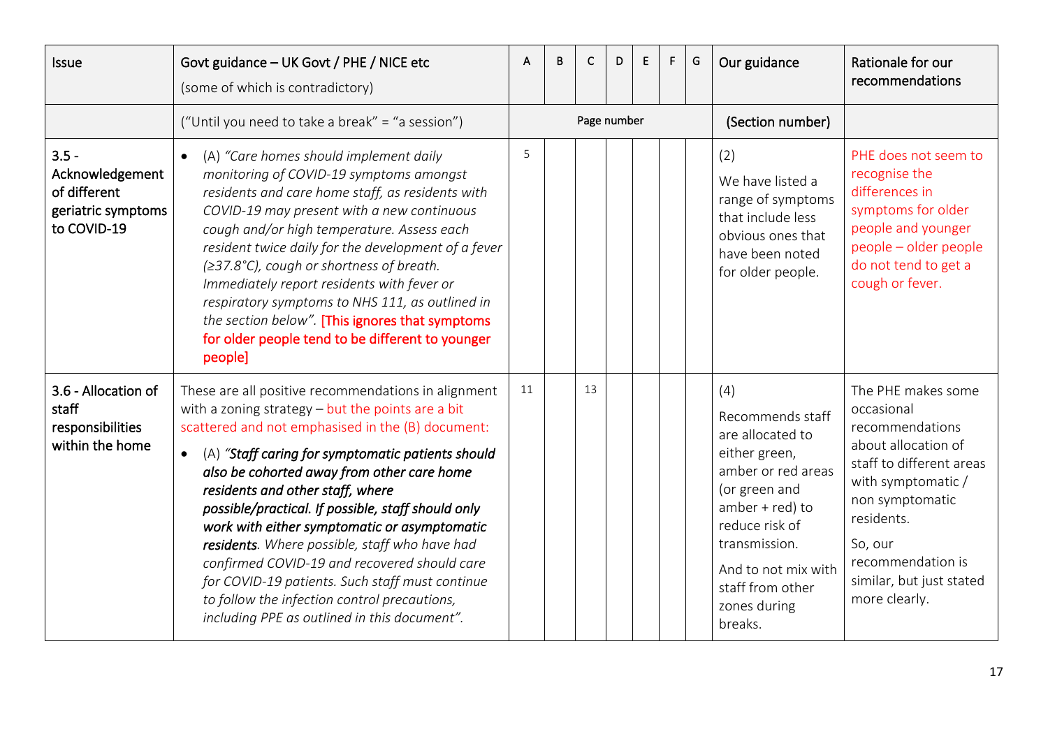| Issue | Govt guidance – UK Govt / PHE / NICE etc (some of which is contradictory) | A | B | C | D | E | F | G | Our guidance | Rationale for our recommendations |
|---|---|---|---|---|---|---|---|---|---|---|
| | ("Until you need to take a break" = "a session") | Page number | | | | | | | (Section number) | |
| **3.5 - Acknowledgement of different geriatric symptoms to COVID-19** | • (A) *"Care homes should implement daily monitoring of COVID-19 symptoms amongst residents and care home staff, as residents with COVID-19 may present with a new continuous cough and/or high temperature. Assess each resident twice daily for the development of a fever (≥37.8°C), cough or shortness of breath. Immediately report residents with fever or respiratory symptoms to NHS 111, as outlined in the section below".* **[This ignores that symptoms for older people tend to be different to younger people]** | 5 | | | | | | | (2) We have listed a range of symptoms that include less obvious ones that have been noted for older people. | PHE does not seem to recognise the differences in symptoms for older people and younger people – older people do not tend to get a cough or fever. |
| **3.6 - Allocation of staff responsibilities within the home** | These are all positive recommendations in alignment with a zoning strategy – but the points are a bit scattered and not emphasised in the (B) document: • (A) *"**Staff caring for symptomatic patients should also be cohorted away from other care home residents and other staff, where possible/practical. If possible, staff should only work with either symptomatic or asymptomatic residents**. Where possible, staff who have had confirmed COVID-19 and recovered should care for COVID-19 patients. Such staff must continue to follow the infection control precautions, including PPE as outlined in this document".* | 11 | | 13 | | | | | (4) Recommends staff are allocated to either green, amber or red areas (or green and amber + red) to reduce risk of transmission. And to not mix with staff from other zones during breaks. | The PHE makes some occasional recommendations about allocation of staff to different areas with symptomatic / non symptomatic residents. So, our recommendation is similar, but just stated more clearly. |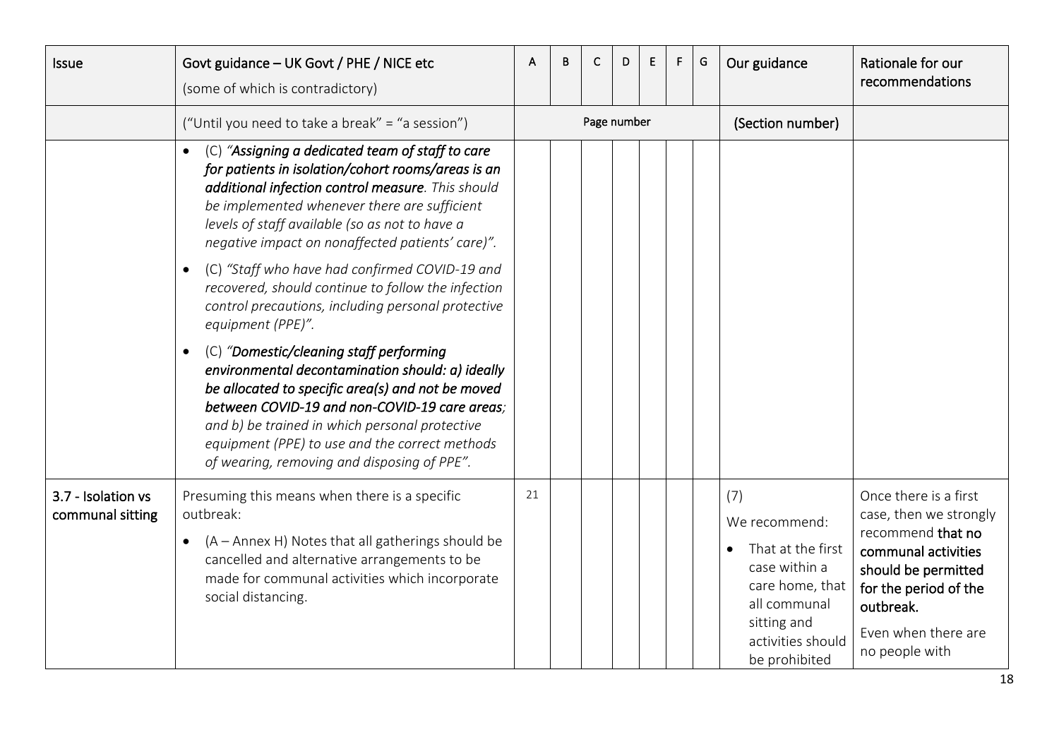| Issue | Govt guidance – UK Govt / PHE / NICE etc (some of which is contradictory) | A | B | C | D | E | F | G | Our guidance | Rationale for our recommendations |
|---|---|---|---|---|---|---|---|---|---|---|
| | ("Until you need to take a break" = "a session") | Page number | | | | | | | (Section number) | |
| | • (C) *"**Assigning a dedicated team of staff to care for patients in isolation/cohort rooms/areas is an additional infection control measure**. This should be implemented whenever there are sufficient levels of staff available (so as not to have a negative impact on nonaffected patients' care)".*<br>• (C) *"Staff who have had confirmed COVID-19 and recovered, should continue to follow the infection control precautions, including personal protective equipment (PPE)".*<br>• (C) *"**Domestic/cleaning staff performing environmental decontamination should: a) ideally be allocated to specific area(s) and not be moved between COVID-19 and non-COVID-19 care areas**; and b) be trained in which personal protective equipment (PPE) to use and the correct methods of wearing, removing and disposing of PPE".* | | | | | | | | | |
| 3.7 - Isolation vs communal sitting | Presuming this means when there is a specific outbreak:<br>• (A – Annex H) Notes that all gatherings should be cancelled and alternative arrangements to be made for communal activities which incorporate social distancing. | 21 | | | | | | | (7)<br>We recommend:<br>• That at the first case within a care home, that all communal sitting and activities should be prohibited | Once there is a first case, then we strongly recommend **that no communal activities should be permitted for the period of the outbreak.**<br>Even when there are no people with |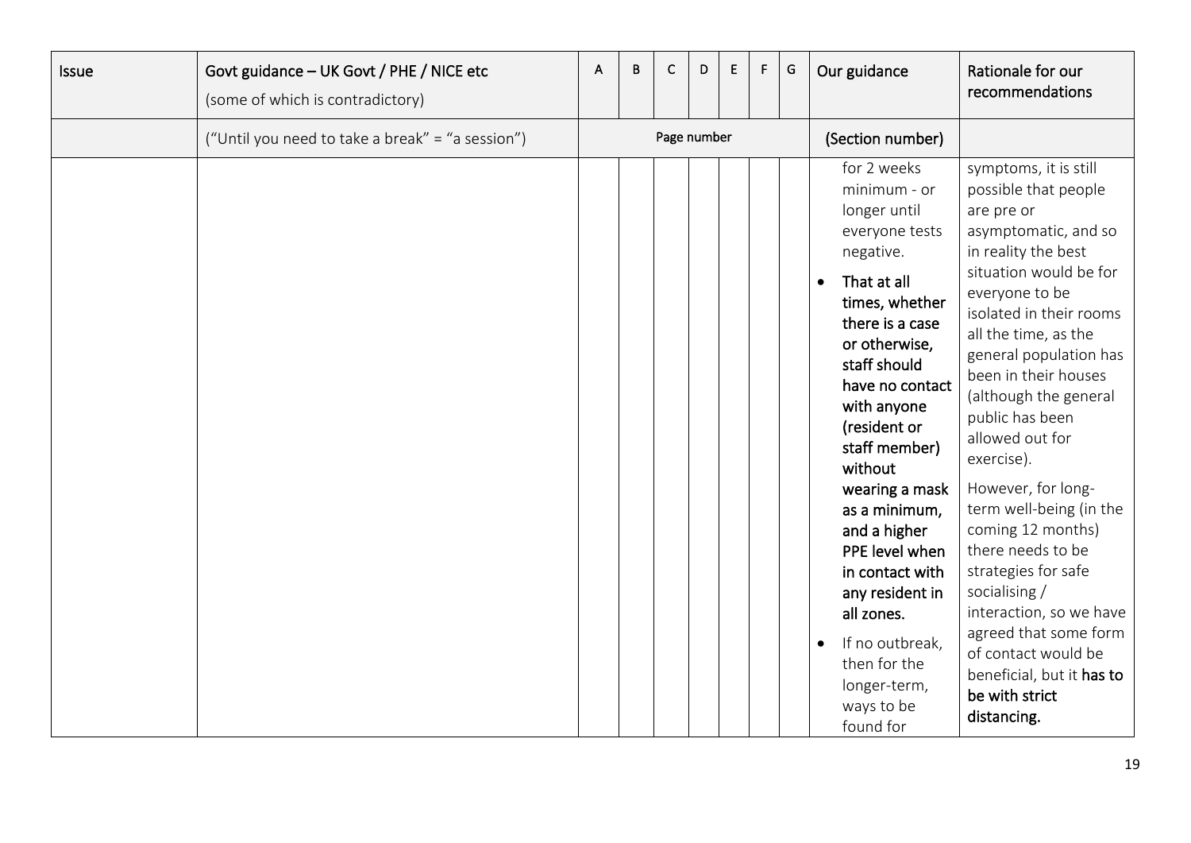| Issue | Govt guidance – UK Govt / PHE / NICE etc (some of which is contradictory) | A | B | C | D | E | F | G | Our guidance | Rationale for our recommendations |
|---|---|---|---|---|---|---|---|---|---|---|
| | ("Until you need to take a break" = "a session") | | | Page number | | | | | (Section number) | |
| | | | | | | | | | for 2 weeks minimum - or longer until everyone tests negative.<br>• **That at all times, whether there is a case or otherwise, staff should have no contact with anyone (resident or staff member) without wearing a mask as a minimum, and a higher PPE level when in contact with any resident in all zones.**<br>• If no outbreak, then for the longer-term, ways to be found for | symptoms, it is still possible that people are pre or asymptomatic, and so in reality the best situation would be for everyone to be isolated in their rooms all the time, as the general population has been in their houses (although the general public has been allowed out for exercise).<br>However, for long-term well-being (in the coming 12 months) there needs to be strategies for safe socialising / interaction, so we have agreed that some form of contact would be beneficial, but it **has to be with strict distancing.** |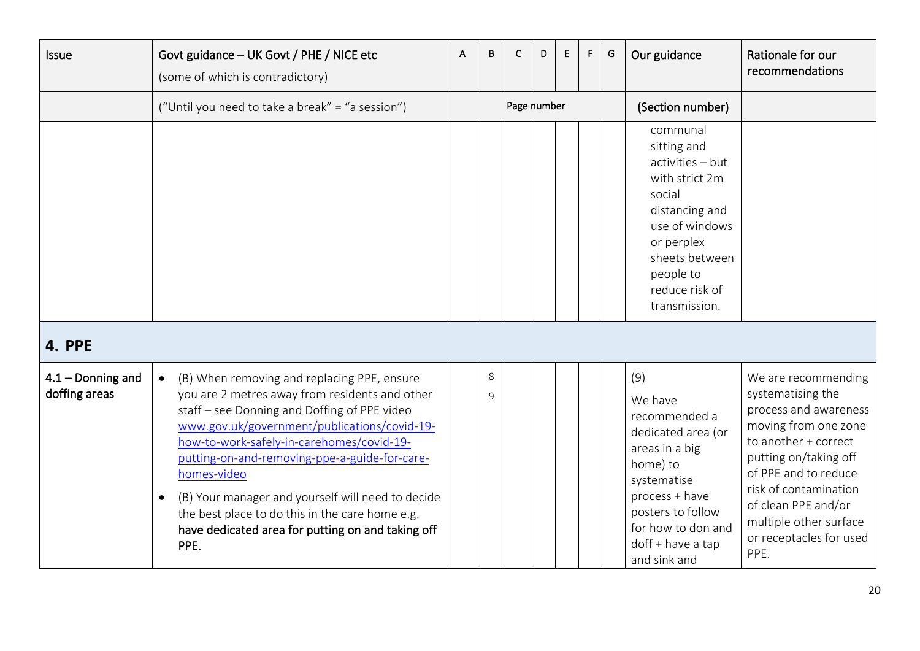| Issue | Govt guidance – UK Govt / PHE / NICE etc (some of which is contradictory) | A | B | C | D | E | F | G | Our guidance | Rationale for our recommendations |
|---|---|---|---|---|---|---|---|---|---|---|
| | ("Until you need to take a break" = "a session") | Page number | | | | | | | (Section number) | |
| | | | | | | | | | communal sitting and activities – but with strict 2m social distancing and use of windows or perplex sheets between people to reduce risk of transmission. | |
| **4. PPE** | | | | | | | | | | |
| 4.1 – Donning and doffing areas | • (B) When removing and replacing PPE, ensure you are 2 metres away from residents and other staff – see Donning and Doffing of PPE video [www.gov.uk/government/publications/covid-19-how-to-work-safely-in-carehomes/covid-19-putting-on-and-removing-ppe-a-guide-for-care-homes-video](www.gov.uk/government/publications/covid-19-how-to-work-safely-in-carehomes/covid-19-putting-on-and-removing-ppe-a-guide-for-care-homes-video) <br> • (B) Your manager and yourself will need to decide the best place to do this in the care home e.g. **have dedicated area for putting on and taking off PPE.** | | 8 9 | | | | | | (9) We have recommended a dedicated area (or areas in a big home) to systematise process + have posters to follow for how to don and doff + have a tap and sink and | We are recommending systematising the process and awareness moving from one zone to another + correct putting on/taking off of PPE and to reduce risk of contamination of clean PPE and/or multiple other surface or receptacles for used PPE. |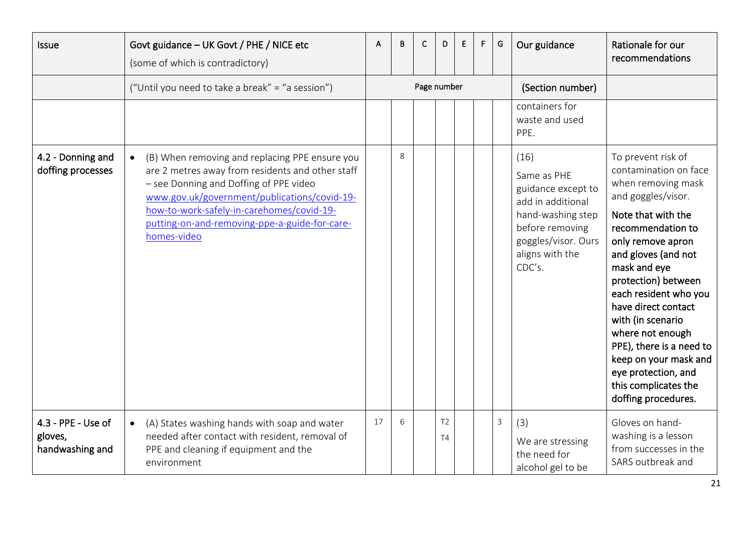| Issue | Govt guidance – UK Govt / PHE / NICE etc (some of which is contradictory) | A | B | C | D | E | F | G | Our guidance | Rationale for our recommendations |
|---|---|---|---|---|---|---|---|---|---|---|
| | ("Until you need to take a break" = "a session") | Page number | | | | | | | (Section number) | |
| | | | | | | | | | containers for waste and used PPE. | |
| **4.2 - Donning and doffing processes** | • (B) When removing and replacing PPE ensure you are 2 metres away from residents and other staff – see Donning and Doffing of PPE video [www.gov.uk/government/publications/covid-19-how-to-work-safely-in-carehomes/covid-19-putting-on-and-removing-ppe-a-guide-for-care-homes-video](www.gov.uk/government/publications/covid-19-how-to-work-safely-in-carehomes/covid-19-putting-on-and-removing-ppe-a-guide-for-care-homes-video) | | 8 | | | | | | (16) Same as PHE guidance except to add in additional hand-washing step before removing goggles/visor. Ours aligns with the CDC's. | To prevent risk of contamination on face when removing mask and goggles/visor. **Note that with the recommendation to only remove apron and gloves (and not mask and eye protection) between each resident who you have direct contact with (in scenario where not enough PPE), there is a need to keep on your mask and eye protection, and this complicates the doffing procedures.** |
| **4.3 - PPE - Use of gloves, handwashing and** | • (A) States washing hands with soap and water needed after contact with resident, removal of PPE and cleaning if equipment and the environment | 17 | 6 | | T2 T4 | | | 3 | (3) We are stressing the need for alcohol gel to be | Gloves on hand-washing is a lesson from successes in the SARS outbreak and |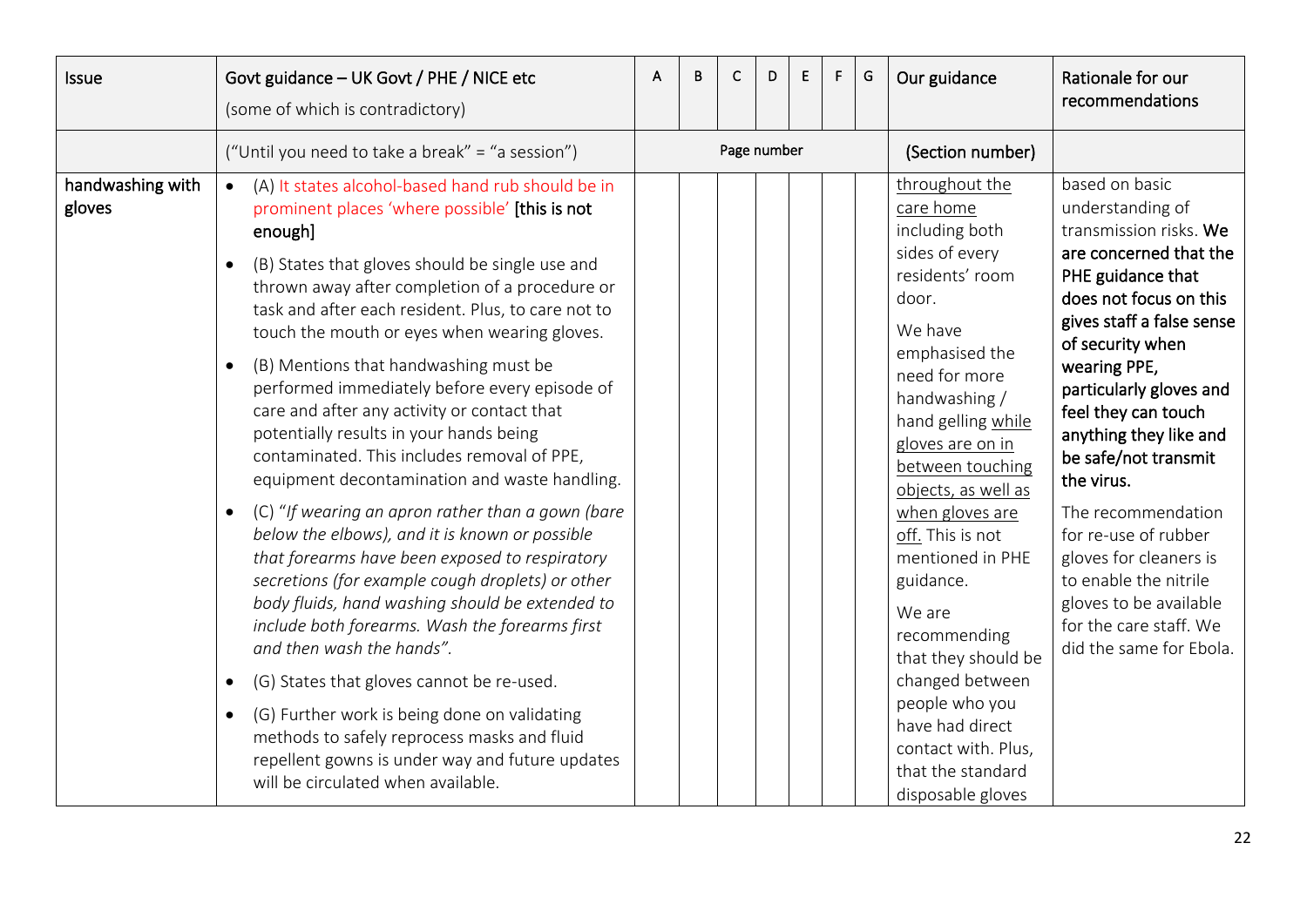| Issue | Govt guidance – UK Govt / PHE / NICE etc (some of which is contradictory) | A | B | C | D | E | F | G | Our guidance | Rationale for our recommendations |
|---|---|---|---|---|---|---|---|---|---|---|
| | ("Until you need to take a break" = "a session") | Page number | | | | | | | (Section number) | |
| handwashing with gloves | • (A) It states alcohol-based hand rub should be in prominent places 'where possible' **[this is not enough]**<br>• (B) States that gloves should be single use and thrown away after completion of a procedure or task and after each resident. Plus, to care not to touch the mouth or eyes when wearing gloves.<br>• (B) Mentions that handwashing must be performed immediately before every episode of care and after any activity or contact that potentially results in your hands being contaminated. This includes removal of PPE, equipment decontamination and waste handling.<br>• (C) "*If wearing an apron rather than a gown (bare below the elbows), and it is known or possible that forearms have been exposed to respiratory secretions (for example cough droplets) or other body fluids, hand washing should be extended to include both forearms. Wash the forearms first and then wash the hands".*<br>• (G) States that gloves cannot be re-used.<br>• (G) Further work is being done on validating methods to safely reprocess masks and fluid repellent gowns is under way and future updates will be circulated when available. | | | | | | | | throughout the care home including both sides of every residents' room door.<br>We have emphasised the need for more handwashing / hand gelling while gloves are on in between touching objects, as well as when gloves are off. This is not mentioned in PHE guidance.<br>We are recommending that they should be changed between people who you have had direct contact with. Plus, that the standard disposable gloves | based on basic understanding of transmission risks. **We are concerned that the PHE guidance that does not focus on this gives staff a false sense of security when wearing PPE, particularly gloves and feel they can touch anything they like and be safe/not transmit the virus.**<br>The recommendation for re-use of rubber gloves for cleaners is to enable the nitrile gloves to be available for the care staff. We did the same for Ebola. |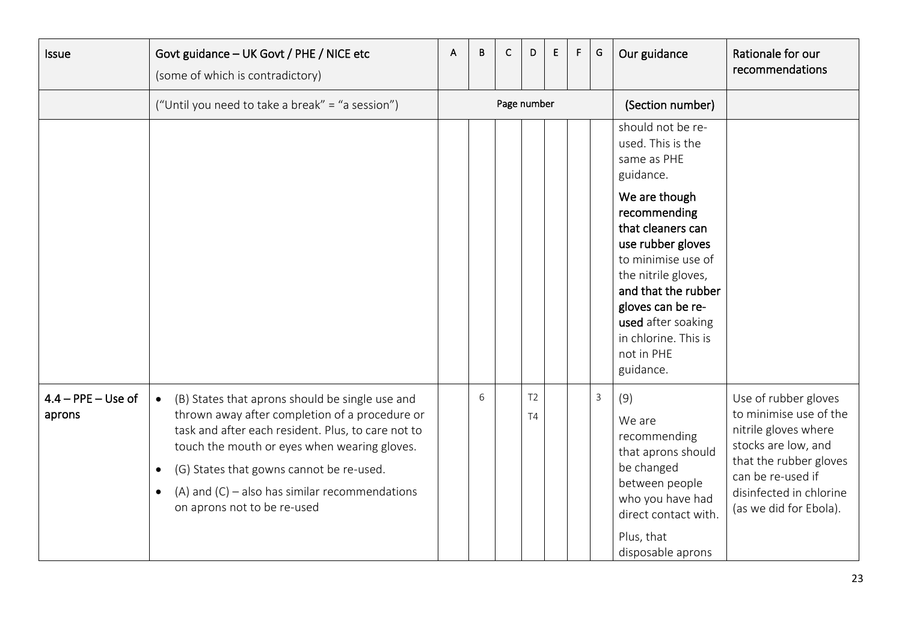| Issue | Govt guidance – UK Govt / PHE / NICE etc (some of which is contradictory) | A | B | C | D | E | F | G | Our guidance | Rationale for our recommendations |
|---|---|---|---|---|---|---|---|---|---|---|
| | ("Until you need to take a break" = "a session") | Page number | | | | | | | (Section number) | |
| | | | | | | | | | should not be re-used. This is the same as PHE guidance.<br><br>**We are though recommending that cleaners can use rubber gloves** to minimise use of the nitrile gloves, **and that the rubber gloves can be re-used** after soaking in chlorine. This is not in PHE guidance. | |
| **4.4 – PPE – Use of aprons** | • (B) States that aprons should be single use and thrown away after completion of a procedure or task and after each resident. Plus, to care not to touch the mouth or eyes when wearing gloves.<br>• (G) States that gowns cannot be re-used.<br>• (A) and (C) – also has similar recommendations on aprons not to be re-used | | 6 | | T2<br>T4 | | | 3 | (9)<br><br>We are recommending that aprons should be changed between people who you have had direct contact with.<br><br>Plus, that disposable aprons | Use of rubber gloves to minimise use of the nitrile gloves where stocks are low, and that the rubber gloves can be re-used if disinfected in chlorine (as we did for Ebola). |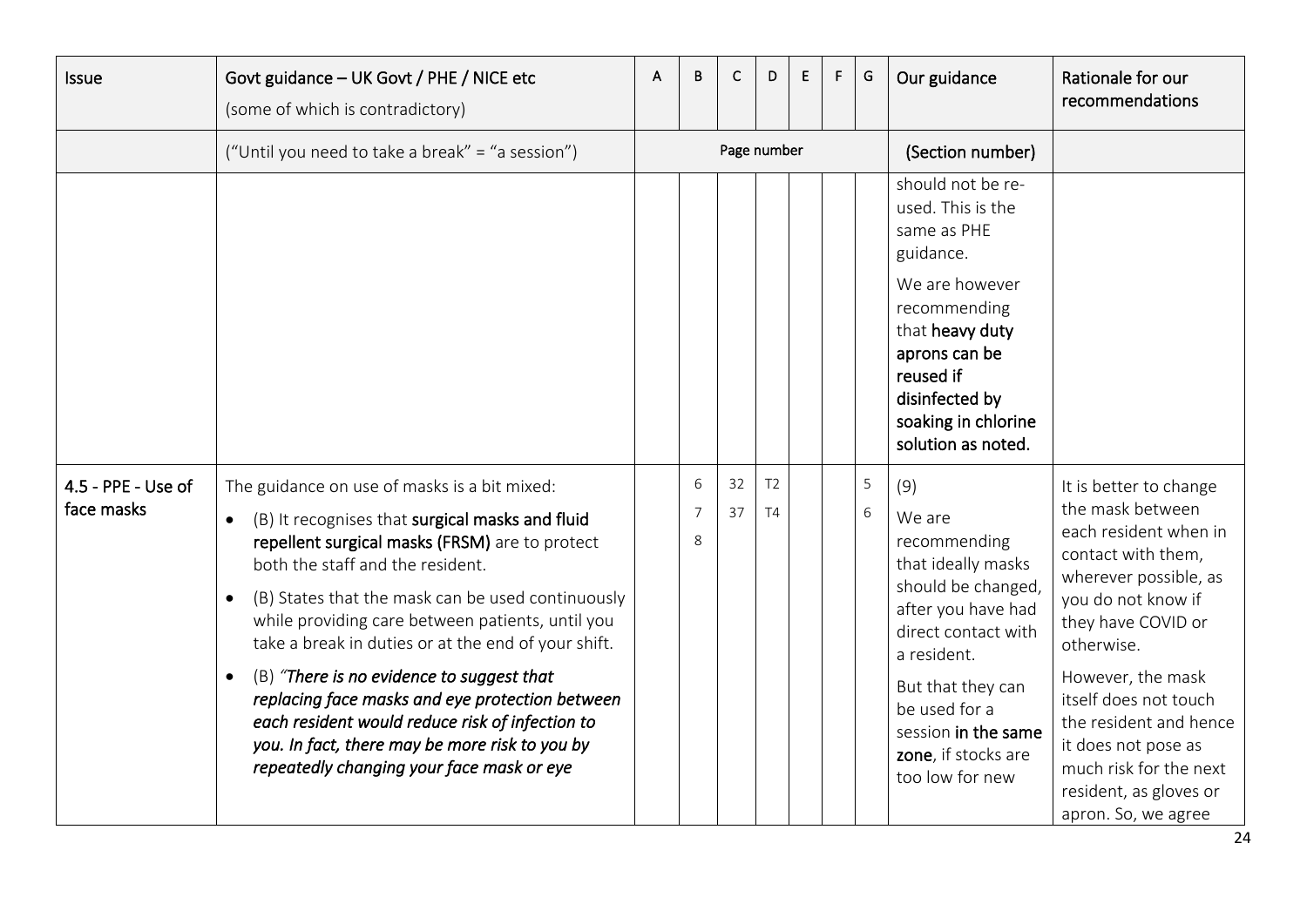| Issue | Govt guidance – UK Govt / PHE / NICE etc (some of which is contradictory) | A | B | C | D | E | F | G | Our guidance | Rationale for our recommendations |
|---|---|---|---|---|---|---|---|---|---|---|
| | ("Until you need to take a break" = "a session") | Page number | | | | | | | (Section number) | |
| | | | | | | | | | should not be re-used. This is the same as PHE guidance.<br><br>We are however recommending that **heavy duty aprons can be reused if disinfected by soaking in chlorine solution as noted.** | |
| 4.5 - PPE - Use of face masks | The guidance on use of masks is a bit mixed:<br>• (B) It recognises that **surgical masks and fluid repellent surgical masks (FRSM)** are to protect both the staff and the resident.<br>• (B) States that the mask can be used continuously while providing care between patients, until you take a break in duties or at the end of your shift.<br>• (B) *"**There is no evidence to suggest that replacing face masks and eye protection between each resident would reduce risk of infection to you. In fact, there may be more risk to you by repeatedly changing your face mask or eye*** | | 6<br>7<br>8 | 32<br>37 | T2<br>T4 | | | 5<br>6 | (9)<br>We are recommending that ideally masks should be changed, after you have had direct contact with a resident.<br><br>But that they can be used for a session **in the same zone**, if stocks are too low for new | It is better to change the mask between each resident when in contact with them, wherever possible, as you do not know if they have COVID or otherwise.<br><br>However, the mask itself does not touch the resident and hence it does not pose as much risk for the next resident, as gloves or apron. So, we agree |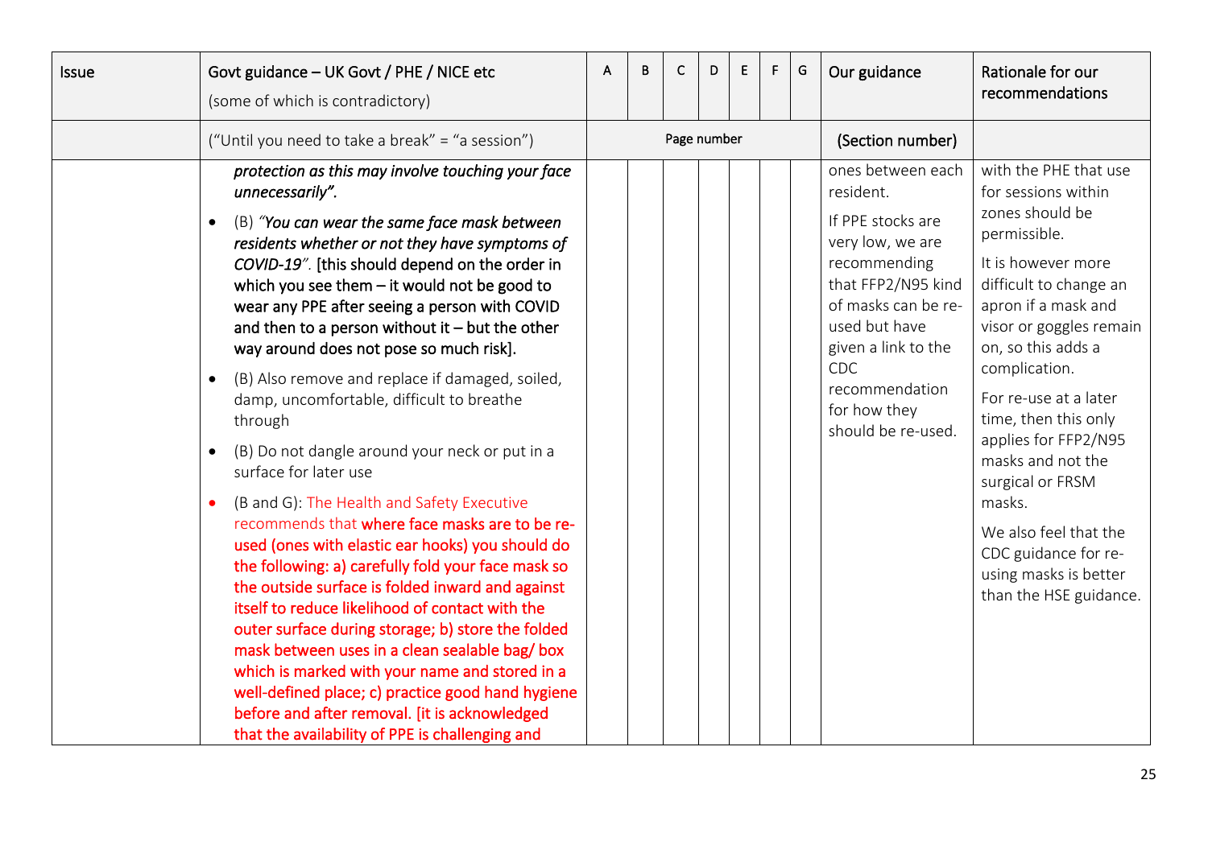| Issue | Govt guidance – UK Govt / PHE / NICE etc (some of which is contradictory) | A | B | C | D | E | F | G | Our guidance | Rationale for our recommendations |
|---|---|---|---|---|---|---|---|---|---|---|
| | ("Until you need to take a break" = "a session") | Page number | | | | | | | (Section number) | |
| | ***protection as this may involve touching your face unnecessarily".*** <br>• (B) *"**You can wear the same face mask between residents whether or not they have symptoms of COVID-19**".* **[this should depend on the order in which you see them – it would not be good to wear any PPE after seeing a person with COVID and then to a person without it – but the other way around does not pose so much risk].** <br>• (B) Also remove and replace if damaged, soiled, damp, uncomfortable, difficult to breathe through <br>• (B) Do not dangle around your neck or put in a surface for later use <br>• (B and G): The Health and Safety Executive recommends that **where face masks are to be re-used (ones with elastic ear hooks) you should do the following: a) carefully fold your face mask so the outside surface is folded inward and against itself to reduce likelihood of contact with the outer surface during storage; b) store the folded mask between uses in a clean sealable bag/ box which is marked with your name and stored in a well-defined place; c) practice good hand hygiene before and after removal. [it is acknowledged that the availability of PPE is challenging and** | | | | | | | | ones between each resident. <br>If PPE stocks are very low, we are recommending that FFP2/N95 kind of masks can be re-used but have given a link to the CDC recommendation for how they should be re-used. | with the PHE that use for sessions within zones should be permissible. <br>It is however more difficult to change an apron if a mask and visor or goggles remain on, so this adds a complication. <br>For re-use at a later time, then this only applies for FFP2/N95 masks and not the surgical or FRSM masks. <br>We also feel that the CDC guidance for re-using masks is better than the HSE guidance. |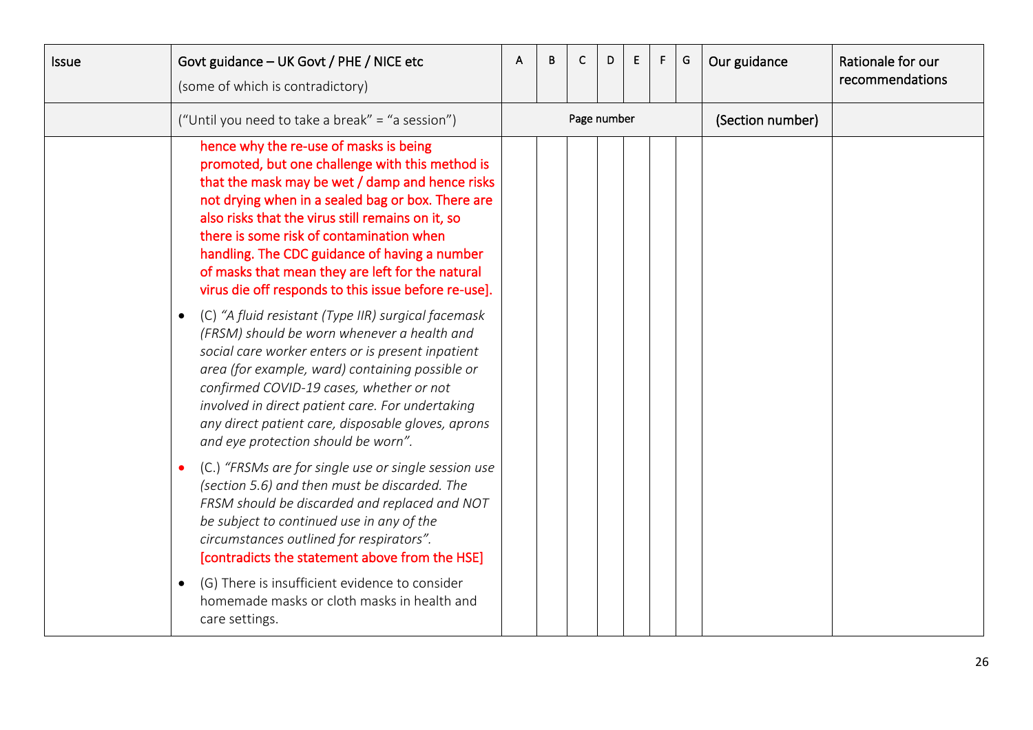| Issue | Govt guidance – UK Govt / PHE / NICE etc (some of which is contradictory) | A | B | C | D | E | F | G | Our guidance | Rationale for our recommendations |
|---|---|---|---|---|---|---|---|---|---|---|
| | ("Until you need to take a break" = "a session") | | | | Page number | | | | (Section number) | |
| | hence why the re-use of masks is being promoted, but one challenge with this method is that the mask may be wet / damp and hence risks not drying when in a sealed bag or box. There are also risks that the virus still remains on it, so there is some risk of contamination when handling. The CDC guidance of having a number of masks that mean they are left for the natural virus die off responds to this issue before re-use].<br>• (C) *"A fluid resistant (Type IIR) surgical facemask (FRSM) should be worn whenever a health and social care worker enters or is present inpatient area (for example, ward) containing possible or confirmed COVID-19 cases, whether or not involved in direct patient care. For undertaking any direct patient care, disposable gloves, aprons and eye protection should be worn".*<br>• (C.) *"FRSMs are for single use or single session use (section 5.6) and then must be discarded. The FRSM should be discarded and replaced and NOT be subject to continued use in any of the circumstances outlined for respirators".* [contradicts the statement above from the HSE]<br>• (G) There is insufficient evidence to consider homemade masks or cloth masks in health and care settings. | | | | | | | | | |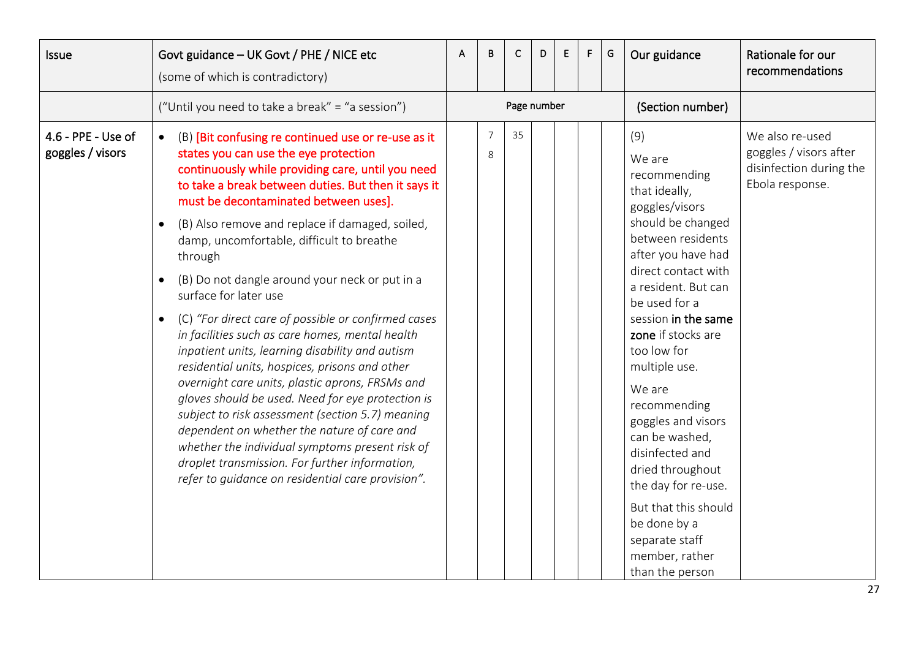| Issue | Govt guidance – UK Govt / PHE / NICE etc (some of which is contradictory) | A | B | C | D | E | F | G | Our guidance | Rationale for our recommendations |
|---|---|---|---|---|---|---|---|---|---|---|
| | ("Until you need to take a break" = "a session") | Page number | | | | | | | (Section number) | |
| 4.6 - PPE - Use of goggles / visors | • (B) [Bit confusing re continued use or re-use as it states you can use the eye protection continuously while providing care, until you need to take a break between duties. But then it says it must be decontaminated between uses].<br>• (B) Also remove and replace if damaged, soiled, damp, uncomfortable, difficult to breathe through<br>• (B) Do not dangle around your neck or put in a surface for later use<br>• (C) *"For direct care of possible or confirmed cases in facilities such as care homes, mental health inpatient units, learning disability and autism residential units, hospices, prisons and other overnight care units, plastic aprons, FRSMs and gloves should be used. Need for eye protection is subject to risk assessment (section 5.7) meaning dependent on whether the nature of care and whether the individual symptoms present risk of droplet transmission. For further information, refer to guidance on residential care provision".* | | 7<br>8 | 35 | | | | | (9)<br>We are recommending that ideally, goggles/visors should be changed between residents after you have had direct contact with a resident. But can be used for a session **in the same zone** if stocks are too low for multiple use.<br>We are recommending goggles and visors can be washed, disinfected and dried throughout the day for re-use.<br>But that this should be done by a separate staff member, rather than the person | We also re-used goggles / visors after disinfection during the Ebola response. |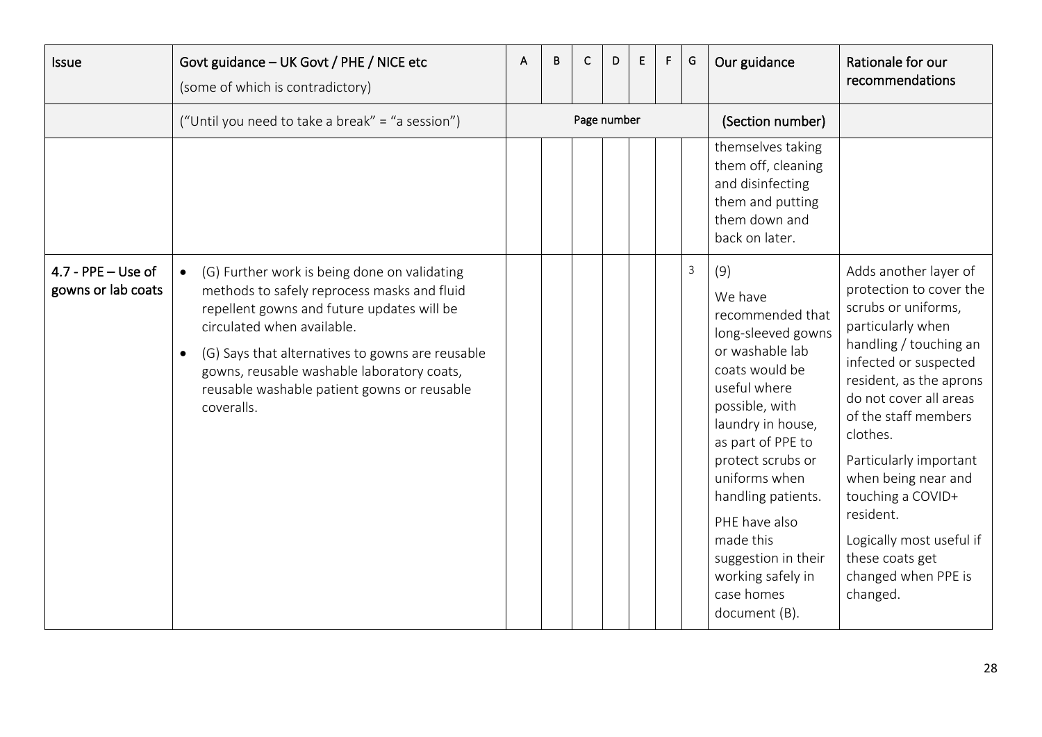| Issue | Govt guidance – UK Govt / PHE / NICE etc (some of which is contradictory) | A | B | C | D | E | F | G | Our guidance | Rationale for our recommendations |
|---|---|---|---|---|---|---|---|---|---|---|
| | ("Until you need to take a break" = "a session") | Page number | | | | | | | (Section number) | |
| | | | | | | | | | themselves taking them off, cleaning and disinfecting them and putting them down and back on later. | |
| 4.7 - PPE – Use of gowns or lab coats | • (G) Further work is being done on validating methods to safely reprocess masks and fluid repellent gowns and future updates will be circulated when available.<br>• (G) Says that alternatives to gowns are reusable gowns, reusable washable laboratory coats, reusable washable patient gowns or reusable coveralls. | | | | | | | 3 | (9)<br>We have recommended that long-sleeved gowns or washable lab coats would be useful where possible, with laundry in house, as part of PPE to protect scrubs or uniforms when handling patients.<br>PHE have also made this suggestion in their working safely in case homes document (B). | Adds another layer of protection to cover the scrubs or uniforms, particularly when handling / touching an infected or suspected resident, as the aprons do not cover all areas of the staff members clothes.<br>Particularly important when being near and touching a COVID+ resident.<br>Logically most useful if these coats get changed when PPE is changed. |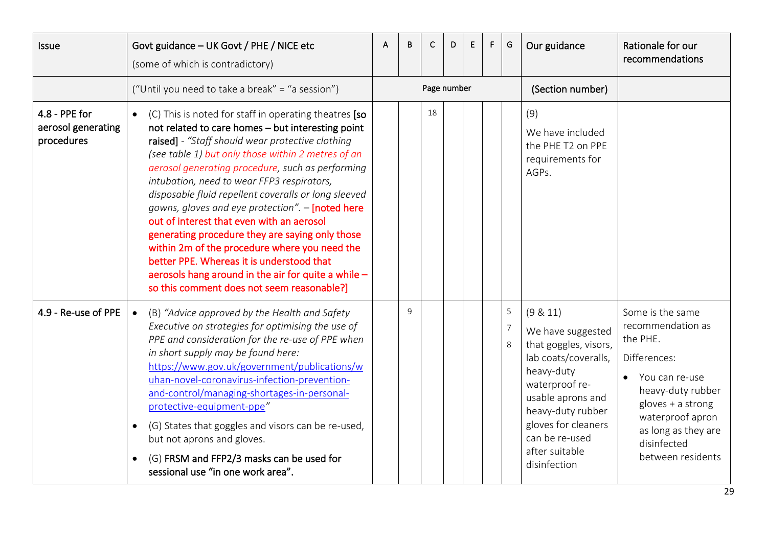| Issue | Govt guidance – UK Govt / PHE / NICE etc (some of which is contradictory) | A | B | C | D | E | F | G | Our guidance | Rationale for our recommendations |
|---|---|---|---|---|---|---|---|---|---|---|
| | ("Until you need to take a break" = "a session") | Page number | | | | | | | (Section number) | |
| **4.8 - PPE for aerosol generating procedures** | • (C) This is noted for staff in operating theatres **[so not related to care homes – but interesting point raised]** - *"Staff should wear protective clothing (see table 1) but only those within 2 metres of an aerosol generating procedure, such as performing intubation, need to wear FFP3 respirators, disposable fluid repellent coveralls or long sleeved gowns, gloves and eye protection".* – **[noted here out of interest that even with an aerosol generating procedure they are saying only those within 2m of the procedure where you need the better PPE. Whereas it is understood that aerosols hang around in the air for quite a while – so this comment does not seem reasonable?]** | | | 18 | | | | | (9) We have included the PHE T2 on PPE requirements for AGPs. | |
| **4.9 - Re-use of PPE** | • (B) *"Advice approved by the Health and Safety Executive on strategies for optimising the use of PPE and consideration for the re-use of PPE when in short supply may be found here:* [https://www.gov.uk/government/publications/wuhan-novel-coronavirus-infection-prevention-and-control/managing-shortages-in-personal-protective-equipment-ppe](https://www.gov.uk/government/publications/wuhan-novel-coronavirus-infection-prevention-and-control/managing-shortages-in-personal-protective-equipment-ppe)*"* <br>• (G) States that goggles and visors can be re-used, but not aprons and gloves. <br>• (G) **FRSM and FFP2/3 masks can be used for sessional use "in one work area".** | | 9 | | | | | 5 <br>7 <br>8 | (9 & 11) We have suggested that goggles, visors, lab coats/coveralls, heavy-duty waterproof re-usable aprons and heavy-duty rubber gloves for cleaners can be re-used after suitable disinfection | Some is the same recommendation as the PHE. Differences: <br>• You can re-use heavy-duty rubber gloves + a strong waterproof apron as long as they are disinfected between residents |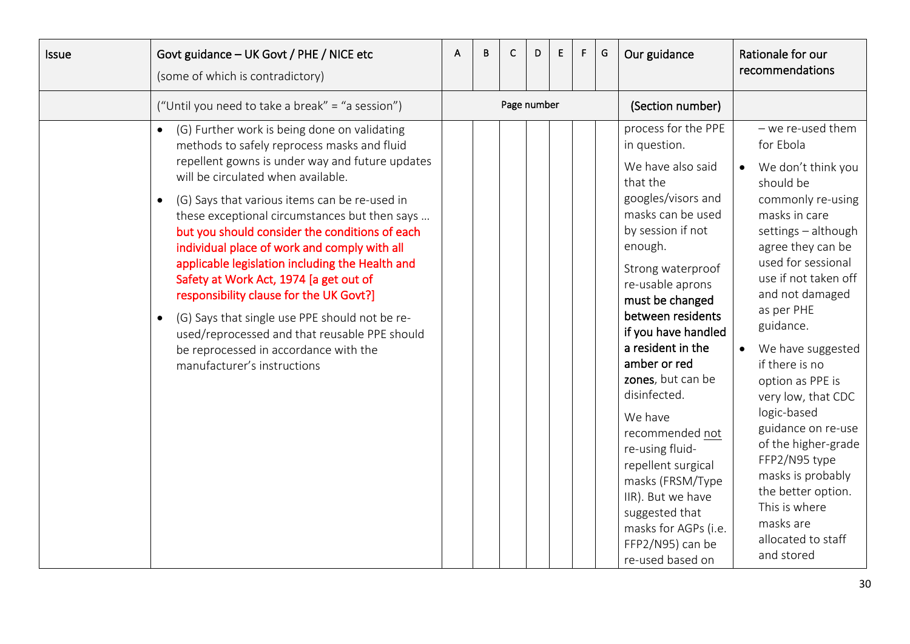| Issue | Govt guidance – UK Govt / PHE / NICE etc (some of which is contradictory) | A | B | C | D | E | F | G | Our guidance | Rationale for our recommendations |
|---|---|---|---|---|---|---|---|---|---|---|
| | ("Until you need to take a break" = "a session") | Page number | | | | | | | (Section number) | |
| | • (G) Further work is being done on validating methods to safely reprocess masks and fluid repellent gowns is under way and future updates will be circulated when available.<br>• (G) Says that various items can be re-used in these exceptional circumstances but then says … but you should consider the conditions of each individual place of work and comply with all applicable legislation including the Health and Safety at Work Act, 1974 [a get out of responsibility clause for the UK Govt?]<br>• (G) Says that single use PPE should not be re-used/reprocessed and that reusable PPE should be reprocessed in accordance with the manufacturer's instructions | | | | | | | | process for the PPE in question.<br>We have also said that the googles/visors and masks can be used by session if not enough.<br>Strong waterproof re-usable aprons **must be changed between residents if you have handled a resident in the amber or red zones**, but can be disinfected.<br>We have recommended not re-using fluid-repellent surgical masks (FRSM/Type IIR). But we have suggested that masks for AGPs (i.e. FFP2/N95) can be re-used based on | – we re-used them for Ebola<br>• We don't think you should be commonly re-using masks in care settings – although agree they can be used for sessional use if not taken off and not damaged as per PHE guidance.<br>• We have suggested if there is no option as PPE is very low, that CDC logic-based guidance on re-use of the higher-grade FFP2/N95 type masks is probably the better option. This is where masks are allocated to staff and stored |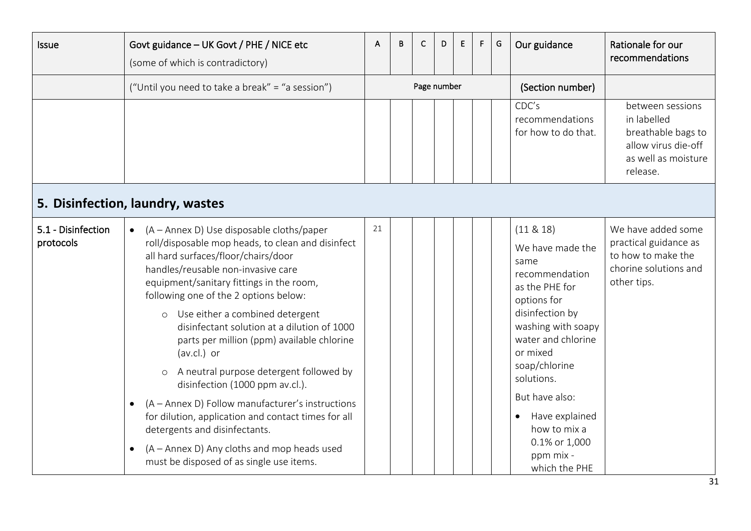| Issue | Govt guidance – UK Govt / PHE / NICE etc (some of which is contradictory) | A | B | C | D | E | F | G | Our guidance | Rationale for our recommendations |
|---|---|---|---|---|---|---|---|---|---|---|
| | ("Until you need to take a break" = "a session") | Page number | | | | | | | (Section number) | |
| | | | | | | | | | CDC's recommendations for how to do that. | between sessions in labelled breathable bags to allow virus die-off as well as moisture release. |

## 5. Disinfection, laundry, wastes

| Issue | Govt guidance – UK Govt / PHE / NICE etc (some of which is contradictory) | A | B | C | D | E | F | G | Our guidance | Rationale for our recommendations |
|---|---|---|---|---|---|---|---|---|---|---|
| 5.1 - Disinfection protocols | • (A – Annex D) Use disposable cloths/paper roll/disposable mop heads, to clean and disinfect all hard surfaces/floor/chairs/door handles/reusable non-invasive care equipment/sanitary fittings in the room, following one of the 2 options below:<br>o Use either a combined detergent disinfectant solution at a dilution of 1000 parts per million (ppm) available chlorine (av.cl.) or<br>o A neutral purpose detergent followed by disinfection (1000 ppm av.cl.).<br>• (A – Annex D) Follow manufacturer's instructions for dilution, application and contact times for all detergents and disinfectants.<br>• (A – Annex D) Any cloths and mop heads used must be disposed of as single use items. | 21 | | | | | | | (11 & 18)<br>We have made the same recommendation as the PHE for options for disinfection by washing with soapy water and chlorine or mixed soap/chlorine solutions.<br>But have also:<br>• Have explained how to mix a 0.1% or 1,000 ppm mix - which the PHE | We have added some practical guidance as to how to make the chorine solutions and other tips. |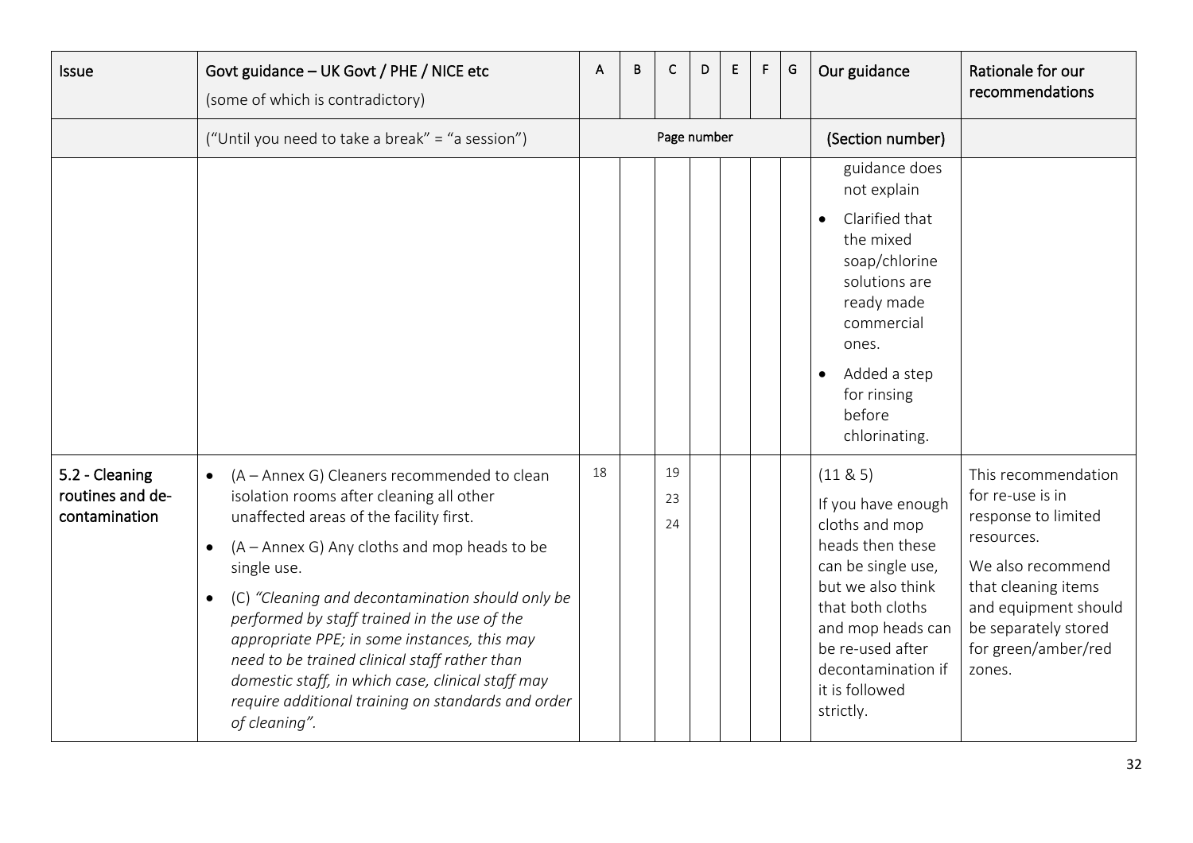| Issue | Govt guidance – UK Govt / PHE / NICE etc (some of which is contradictory) | A | B | C | D | E | F | G | Our guidance | Rationale for our recommendations |
|---|---|---|---|---|---|---|---|---|---|---|
| | ("Until you need to take a break" = "a session") | Page number | | | | | | | (Section number) | |
| | | | | | | | | | guidance does not explain<br>• Clarified that the mixed soap/chlorine solutions are ready made commercial ones.<br>• Added a step for rinsing before chlorinating. | |
| 5.2 - Cleaning routines and de-contamination | • (A – Annex G) Cleaners recommended to clean isolation rooms after cleaning all other unaffected areas of the facility first.<br>• (A – Annex G) Any cloths and mop heads to be single use.<br>• (C) *"Cleaning and decontamination should only be performed by staff trained in the use of the appropriate PPE; in some instances, this may need to be trained clinical staff rather than domestic staff, in which case, clinical staff may require additional training on standards and order of cleaning".* | 18 | | 19<br>23<br>24 | | | | | (11 & 5)<br>If you have enough cloths and mop heads then these can be single use, but we also think that both cloths and mop heads can be re-used after decontamination if it is followed strictly. | This recommendation for re-use is in response to limited resources.<br>We also recommend that cleaning items and equipment should be separately stored for green/amber/red zones. |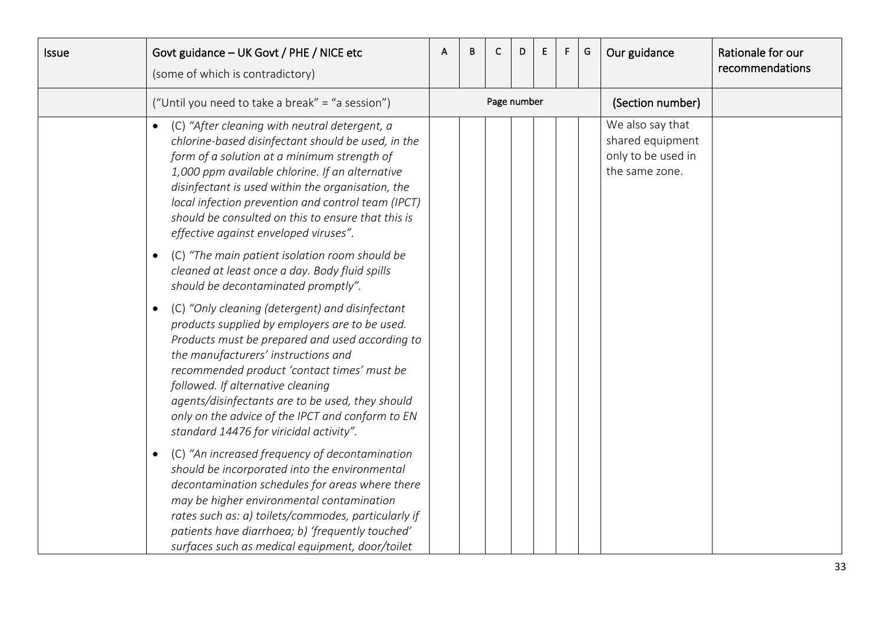| Issue | Govt guidance – UK Govt / PHE / NICE etc (some of which is contradictory) | A | B | C | D | E | F | G | Our guidance | Rationale for our recommendations |
|---|---|---|---|---|---|---|---|---|---|---|
| | ("Until you need to take a break" = "a session") | Page number | | | | | | | (Section number) | |
| | • (C) *"After cleaning with neutral detergent, a chlorine-based disinfectant should be used, in the form of a solution at a minimum strength of 1,000 ppm available chlorine. If an alternative disinfectant is used within the organisation, the local infection prevention and control team (IPCT) should be consulted on this to ensure that this is effective against enveloped viruses".*<br>• (C) *"The main patient isolation room should be cleaned at least once a day. Body fluid spills should be decontaminated promptly".*<br>• (C) *"Only cleaning (detergent) and disinfectant products supplied by employers are to be used. Products must be prepared and used according to the manufacturers' instructions and recommended product 'contact times' must be followed. If alternative cleaning agents/disinfectants are to be used, they should only on the advice of the IPCT and conform to EN standard 14476 for viricidal activity".*<br>• (C) *"An increased frequency of decontamination should be incorporated into the environmental decontamination schedules for areas where there may be higher environmental contamination rates such as: a) toilets/commodes, particularly if patients have diarrhoea; b) 'frequently touched' surfaces such as medical equipment, door/toilet* | | | | | | | | We also say that shared equipment only to be used in the same zone. | |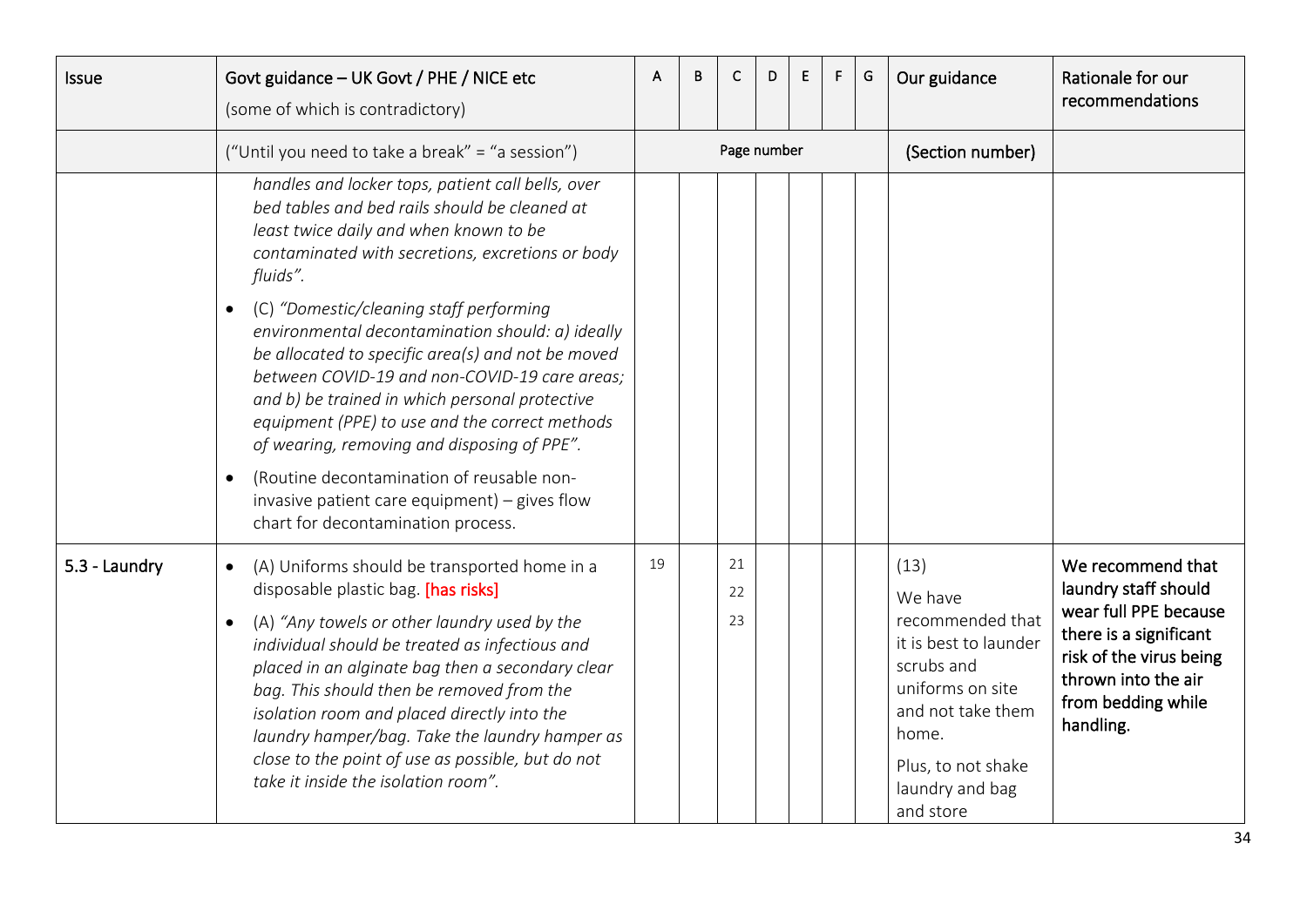| Issue | Govt guidance – UK Govt / PHE / NICE etc (some of which is contradictory) | A | B | C | D | E | F | G | Our guidance | Rationale for our recommendations |
|---|---|---|---|---|---|---|---|---|---|---|
| | ("Until you need to take a break" = "a session") | Page number | | | | | | | (Section number) | |
| | *handles and locker tops, patient call bells, over bed tables and bed rails should be cleaned at least twice daily and when known to be contaminated with secretions, excretions or body fluids".* <br>• (C) *"Domestic/cleaning staff performing environmental decontamination should: a) ideally be allocated to specific area(s) and not be moved between COVID-19 and non-COVID-19 care areas; and b) be trained in which personal protective equipment (PPE) to use and the correct methods of wearing, removing and disposing of PPE".* <br>• (Routine decontamination of reusable non-invasive patient care equipment) – gives flow chart for decontamination process. | | | | | | | | | |
| 5.3 - Laundry | • (A) Uniforms should be transported home in a disposable plastic bag. [has risks] <br>• (A) *"Any towels or other laundry used by the individual should be treated as infectious and placed in an alginate bag then a secondary clear bag. This should then be removed from the isolation room and placed directly into the laundry hamper/bag. Take the laundry hamper as close to the point of use as possible, but do not take it inside the isolation room".* | 19 | | 21<br>22<br>23 | | | | | (13)<br>We have recommended that it is best to launder scrubs and uniforms on site and not take them home.<br>Plus, to not shake laundry and bag and store | **We recommend that laundry staff should wear full PPE because there is a significant risk of the virus being thrown into the air from bedding while handling.** |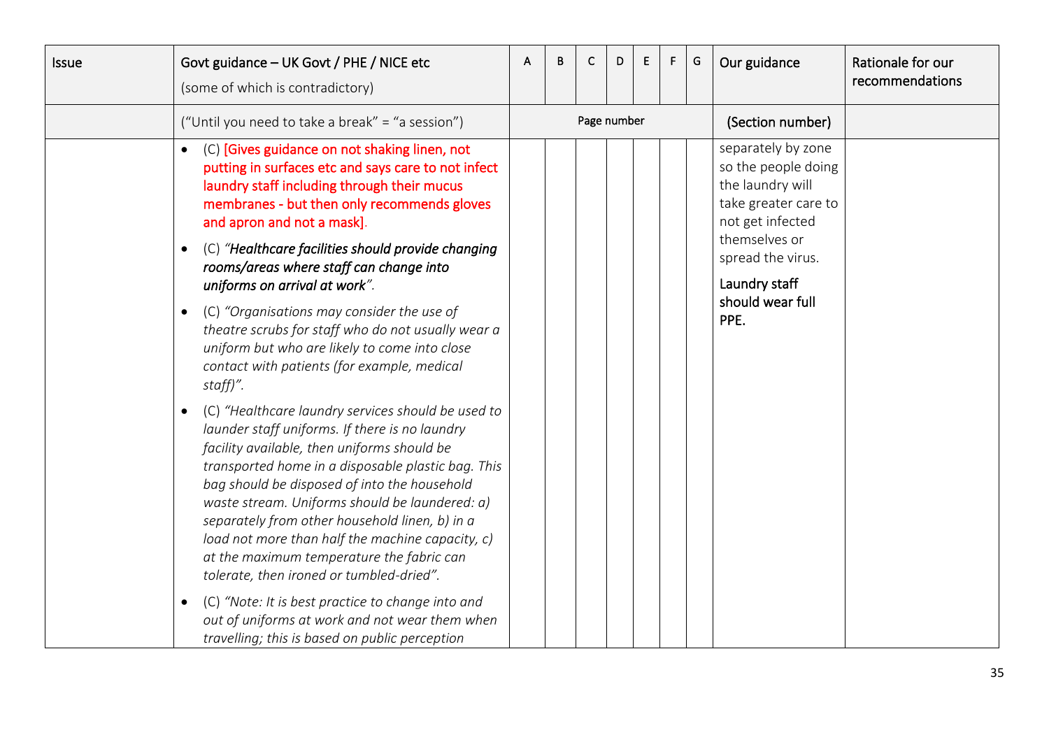| Issue | Govt guidance – UK Govt / PHE / NICE etc (some of which is contradictory) | A | B | C | D | E | F | G | Our guidance | Rationale for our recommendations |
|---|---|---|---|---|---|---|---|---|---|---|
| | ("Until you need to take a break" = "a session") | Page number | | | | | | | (Section number) | |
| | • (C) [Gives guidance on not shaking linen, not putting in surfaces etc and says care to not infect laundry staff including through their mucus membranes - but then only recommends gloves and apron and not a mask].<br>• (C) *"**Healthcare facilities should provide changing rooms/areas where staff can change into uniforms on arrival at work**"*.<br>• (C) *"Organisations may consider the use of theatre scrubs for staff who do not usually wear a uniform but who are likely to come into close contact with patients (for example, medical staff)"*.<br>• (C) *"Healthcare laundry services should be used to launder staff uniforms. If there is no laundry facility available, then uniforms should be transported home in a disposable plastic bag. This bag should be disposed of into the household waste stream. Uniforms should be laundered: a) separately from other household linen, b) in a load not more than half the machine capacity, c) at the maximum temperature the fabric can tolerate, then ironed or tumbled-dried"*.<br>• (C) *"Note: It is best practice to change into and out of uniforms at work and not wear them when travelling; this is based on public perception* | | | | | | | | separately by zone so the people doing the laundry will take greater care to not get infected themselves or spread the virus.<br>Laundry staff should wear full PPE. | |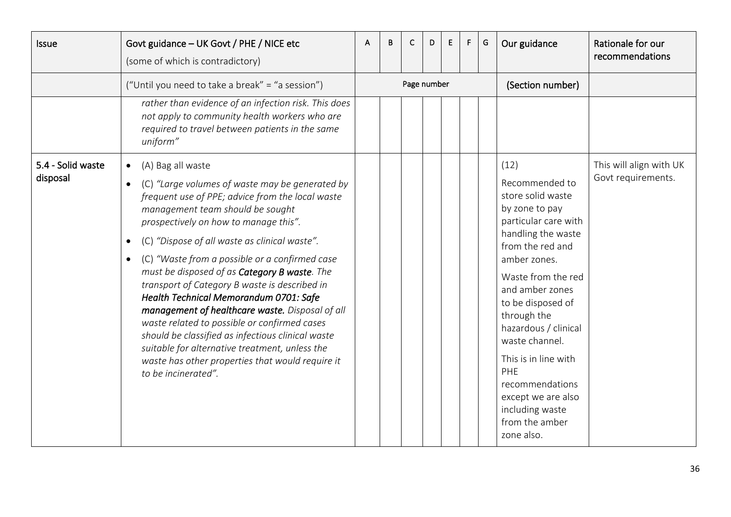| Issue | Govt guidance – UK Govt / PHE / NICE etc (some of which is contradictory) | A | B | C | D | E | F | G | Our guidance | Rationale for our recommendations |
|---|---|---|---|---|---|---|---|---|---|---|
| | ("Until you need to take a break" = "a session") | Page number | | | | | | | (Section number) | |
| | *rather than evidence of an infection risk. This does not apply to community health workers who are required to travel between patients in the same uniform"* | | | | | | | | | |
| 5.4 - Solid waste disposal | • (A) Bag all waste<br>• (C) *"Large volumes of waste may be generated by frequent use of PPE; advice from the local waste management team should be sought prospectively on how to manage this".*<br>• (C) *"Dispose of all waste as clinical waste".*<br>• (C) *"Waste from a possible or a confirmed case must be disposed of as* ***Category B waste****. The transport of Category B waste is described in* ***Health Technical Memorandum 0701: Safe management of healthcare waste.*** *Disposal of all waste related to possible or confirmed cases should be classified as infectious clinical waste suitable for alternative treatment, unless the waste has other properties that would require it to be incinerated".* | | | | | | | | (12)<br>Recommended to store solid waste by zone to pay particular care with handling the waste from the red and amber zones.<br>Waste from the red and amber zones to be disposed of through the hazardous / clinical waste channel.<br>This is in line with PHE recommendations except we are also including waste from the amber zone also. | This will align with UK Govt requirements. |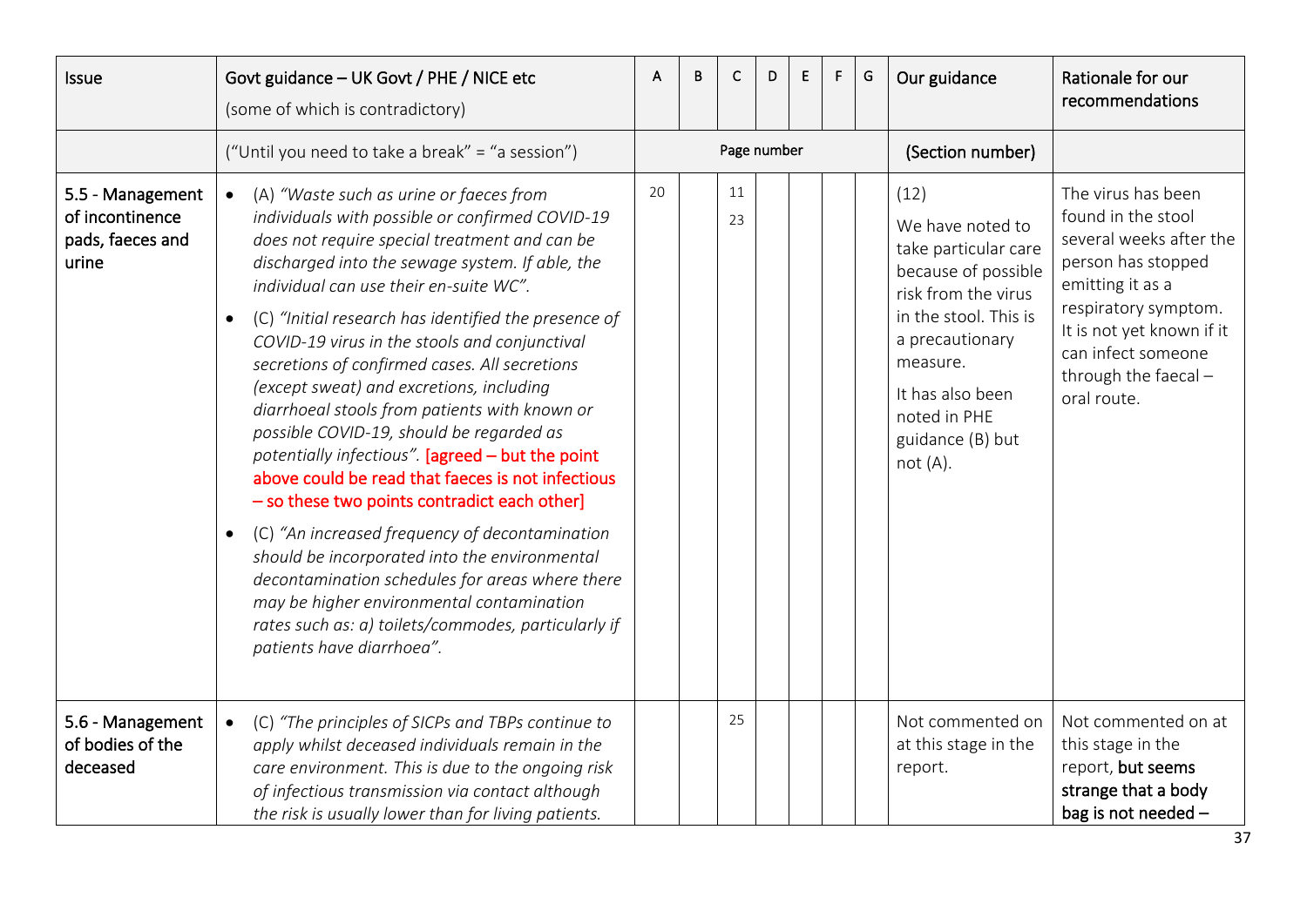| Issue | Govt guidance – UK Govt / PHE / NICE etc (some of which is contradictory) | A | B | C | D | E | F | G | Our guidance | Rationale for our recommendations |
|---|---|---|---|---|---|---|---|---|---|---|
| | ("Until you need to take a break" = "a session") | Page number | | | | | | | (Section number) | |
| **5.5 - Management of incontinence pads, faeces and urine** | • (A) *"Waste such as urine or faeces from individuals with possible or confirmed COVID-19 does not require special treatment and can be discharged into the sewage system. If able, the individual can use their en-suite WC".* <br> • (C) *"Initial research has identified the presence of COVID-19 virus in the stools and conjunctival secretions of confirmed cases. All secretions (except sweat) and excretions, including diarrhoeal stools from patients with known or possible COVID-19, should be regarded as potentially infectious".* [agreed – but the point above could be read that faeces is not infectious – so these two points contradict each other] <br> • (C) *"An increased frequency of decontamination should be incorporated into the environmental decontamination schedules for areas where there may be higher environmental contamination rates such as: a) toilets/commodes, particularly if patients have diarrhoea".* | 20 | | 11<br>23 | | | | | (12)<br>We have noted to take particular care because of possible risk from the virus in the stool. This is a precautionary measure.<br>It has also been noted in PHE guidance (B) but not (A). | The virus has been found in the stool several weeks after the person has stopped emitting it as a respiratory symptom. It is not yet known if it can infect someone through the faecal – oral route. |
| **5.6 - Management of bodies of the deceased** | • (C) *"The principles of SICPs and TBPs continue to apply whilst deceased individuals remain in the care environment. This is due to the ongoing risk of infectious transmission via contact although the risk is usually lower than for living patients.* | | | 25 | | | | | Not commented on at this stage in the report. | Not commented on at this stage in the report, **but seems strange that a body bag is not needed –** |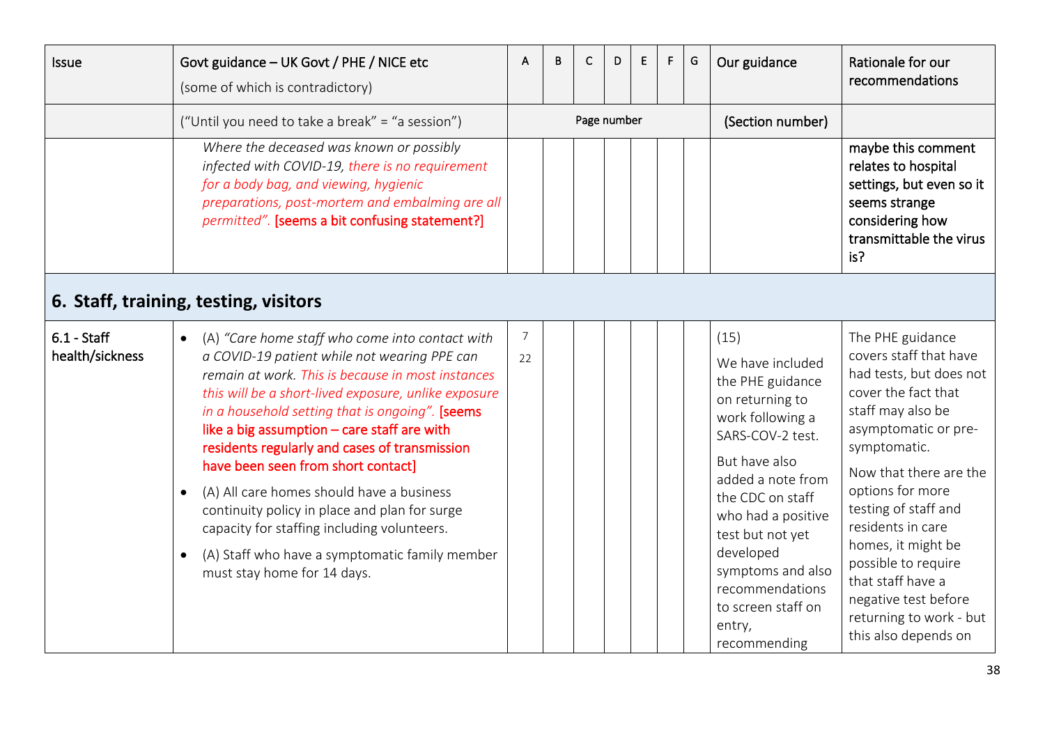| Issue | Govt guidance – UK Govt / PHE / NICE etc (some of which is contradictory) | A | B | C | D | E | F | G | Our guidance | Rationale for our recommendations |
|---|---|---|---|---|---|---|---|---|---|---|
| | ("Until you need to take a break" = "a session") | Page number | | | | | | | (Section number) | |
| | *Where the deceased was known or possibly infected with COVID-19, there is no requirement for a body bag, and viewing, hygienic preparations, post-mortem and embalming are all permitted".* **[seems a bit confusing statement?]** | | | | | | | | | **maybe this comment relates to hospital settings, but even so it seems strange considering how transmittable the virus is?** |

## 6. Staff, training, testing, visitors

| Issue | Govt guidance – UK Govt / PHE / NICE etc (some of which is contradictory) | A | B | C | D | E | F | G | Our guidance | Rationale for our recommendations |
|---|---|---|---|---|---|---|---|---|---|---|
| 6.1 - Staff health/sickness | • (A) *"Care home staff who come into contact with a COVID-19 patient while not wearing PPE can remain at work. This is because in most instances this will be a short-lived exposure, unlike exposure in a household setting that is ongoing".* **[seems like a big assumption – care staff are with residents regularly and cases of transmission have been seen from short contact]**<br>• (A) All care homes should have a business continuity policy in place and plan for surge capacity for staffing including volunteers.<br>• (A) Staff who have a symptomatic family member must stay home for 14 days. | 7<br>22 | | | | | | | (15)<br>We have included the PHE guidance on returning to work following a SARS-COV-2 test.<br>But have also added a note from the CDC on staff who had a positive test but not yet developed symptoms and also recommendations to screen staff on entry, recommending | The PHE guidance covers staff that have had tests, but does not cover the fact that staff may also be asymptomatic or pre-symptomatic.<br>Now that there are the options for more testing of staff and residents in care homes, it might be possible to require that staff have a negative test before returning to work - but this also depends on |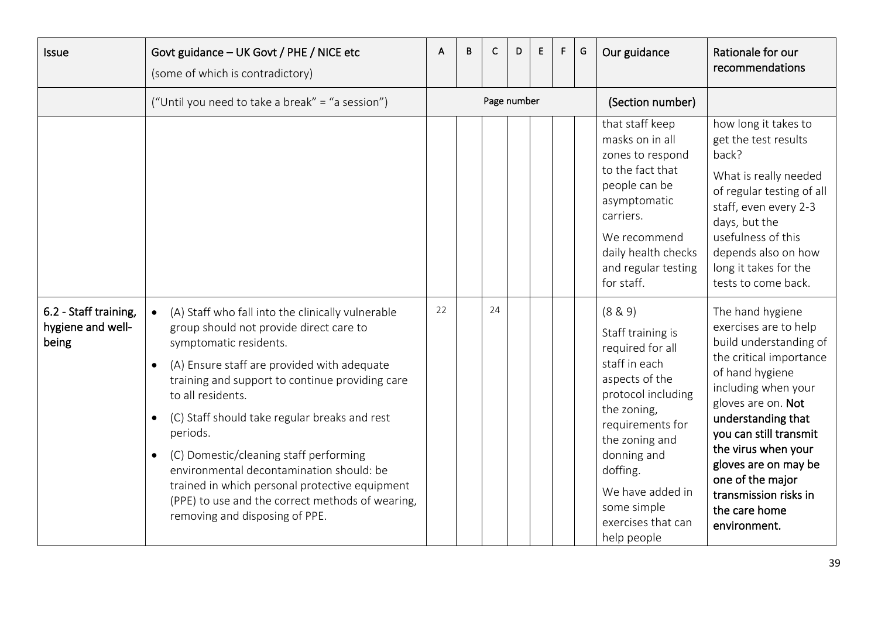| Issue | Govt guidance – UK Govt / PHE / NICE etc (some of which is contradictory) | A | B | C | D | E | F | G | Our guidance | Rationale for our recommendations |
|---|---|---|---|---|---|---|---|---|---|---|
| | ("Until you need to take a break" = "a session") | Page number | | | | | | | (Section number) | |
| | | | | | | | | | that staff keep masks on in all zones to respond to the fact that people can be asymptomatic carriers.<br><br>We recommend daily health checks and regular testing for staff. | how long it takes to get the test results back?<br><br>What is really needed of regular testing of all staff, even every 2-3 days, but the usefulness of this depends also on how long it takes for the tests to come back. |
| **6.2 - Staff training, hygiene and well-being** | • (A) Staff who fall into the clinically vulnerable group should not provide direct care to symptomatic residents.<br>• (A) Ensure staff are provided with adequate training and support to continue providing care to all residents.<br>• (C) Staff should take regular breaks and rest periods.<br>• (C) Domestic/cleaning staff performing environmental decontamination should: be trained in which personal protective equipment (PPE) to use and the correct methods of wearing, removing and disposing of PPE. | 22 | | 24 | | | | | (8 & 9)<br><br>Staff training is required for all staff in each aspects of the protocol including the zoning, requirements for the zoning and donning and doffing.<br><br>We have added in some simple exercises that can help people | The hand hygiene exercises are to help build understanding of the critical importance of hand hygiene including when your gloves are on. **Not understanding that you can still transmit the virus when your gloves are on may be one of the major transmission risks in the care home environment.** |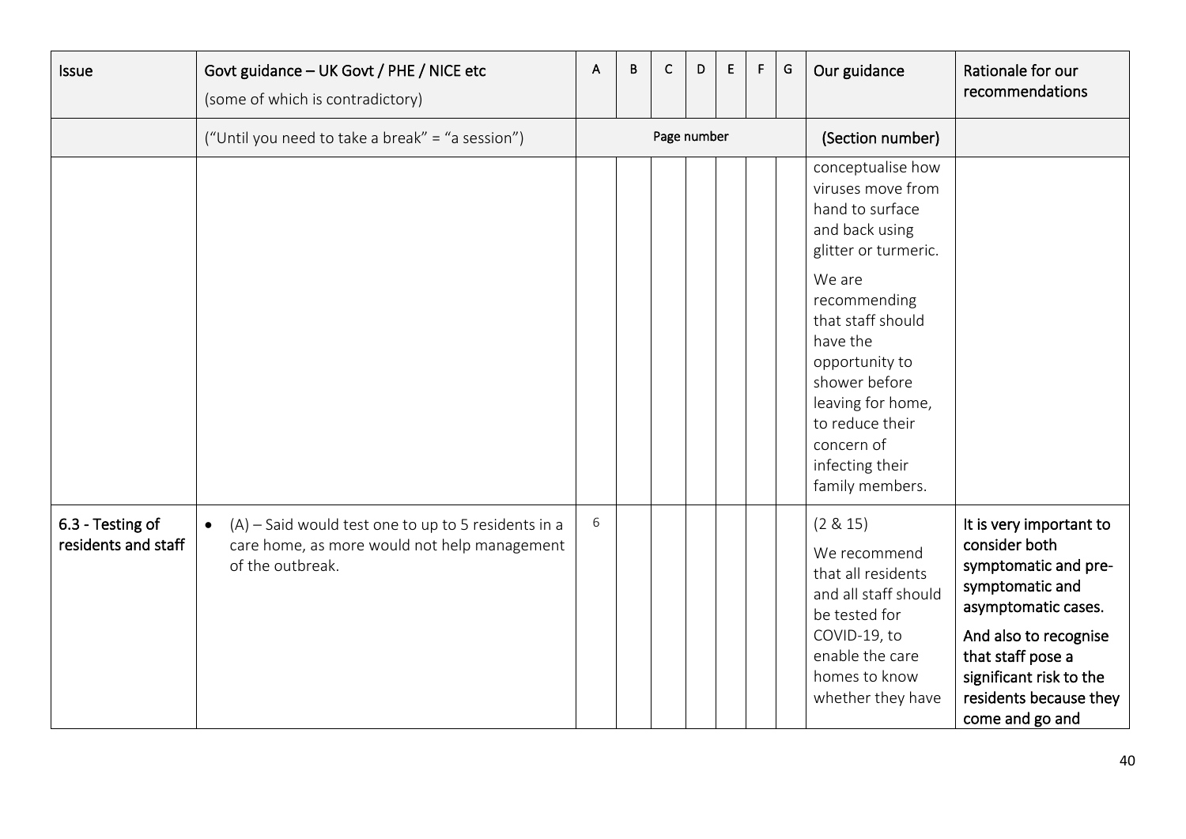| Issue | Govt guidance – UK Govt / PHE / NICE etc (some of which is contradictory) | A | B | C | D | E | F | G | Our guidance | Rationale for our recommendations |
|---|---|---|---|---|---|---|---|---|---|---|
| | ("Until you need to take a break" = "a session") | Page number | | | | | | | (Section number) | |
| | | | | | | | | | conceptualise how viruses move from hand to surface and back using glitter or turmeric. We are recommending that staff should have the opportunity to shower before leaving for home, to reduce their concern of infecting their family members. | |
| **6.3 - Testing of residents and staff** | • (A) – Said would test one to up to 5 residents in a care home, as more would not help management of the outbreak. | 6 | | | | | | | (2 & 15) We recommend that all residents and all staff should be tested for COVID-19, to enable the care homes to know whether they have | **It is very important to consider both symptomatic and pre-symptomatic and asymptomatic cases. And also to recognise that staff pose a significant risk to the residents because they come and go and** |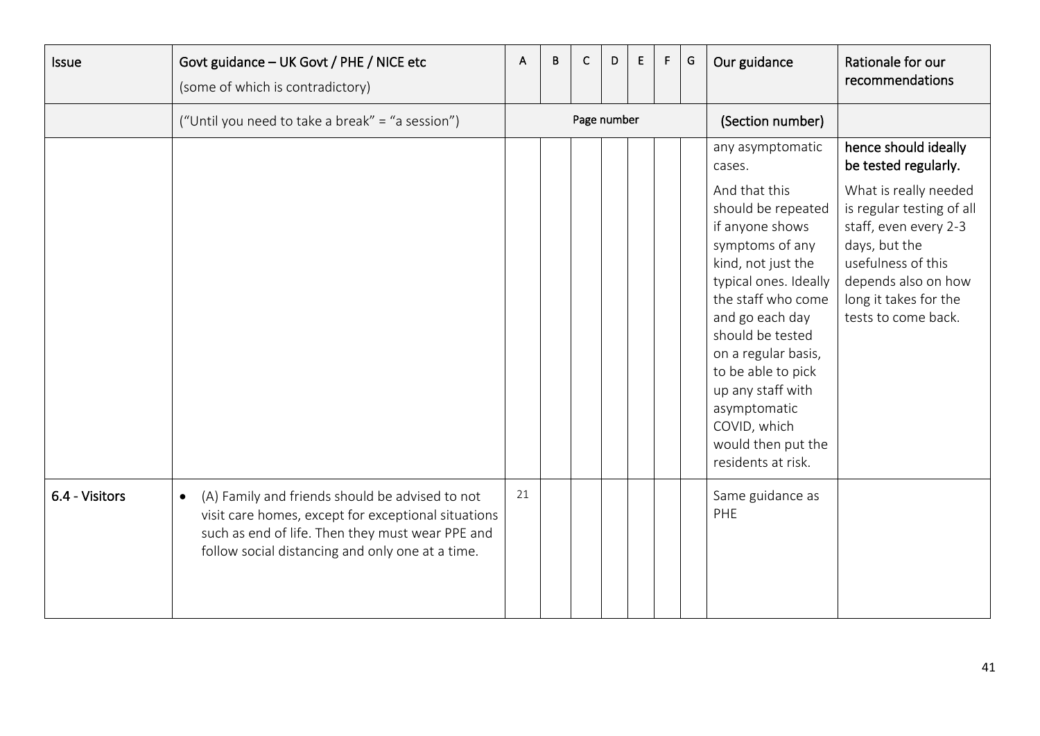| Issue | Govt guidance – UK Govt / PHE / NICE etc (some of which is contradictory) | A | B | C | D | E | F | G | Our guidance | Rationale for our recommendations |
|---|---|---|---|---|---|---|---|---|---|---|
| | ("Until you need to take a break" = "a session") | Page number | | | | | | | (Section number) | |
| | | | | | | | | | any asymptomatic cases. And that this should be repeated if anyone shows symptoms of any kind, not just the typical ones. Ideally the staff who come and go each day should be tested on a regular basis, to be able to pick up any staff with asymptomatic COVID, which would then put the residents at risk. | **hence should ideally be tested regularly.** What is really needed is regular testing of all staff, even every 2-3 days, but the usefulness of this depends also on how long it takes for the tests to come back. |
| **6.4 - Visitors** | • (A) Family and friends should be advised to not visit care homes, except for exceptional situations such as end of life. Then they must wear PPE and follow social distancing and only one at a time. | 21 | | | | | | | Same guidance as PHE | |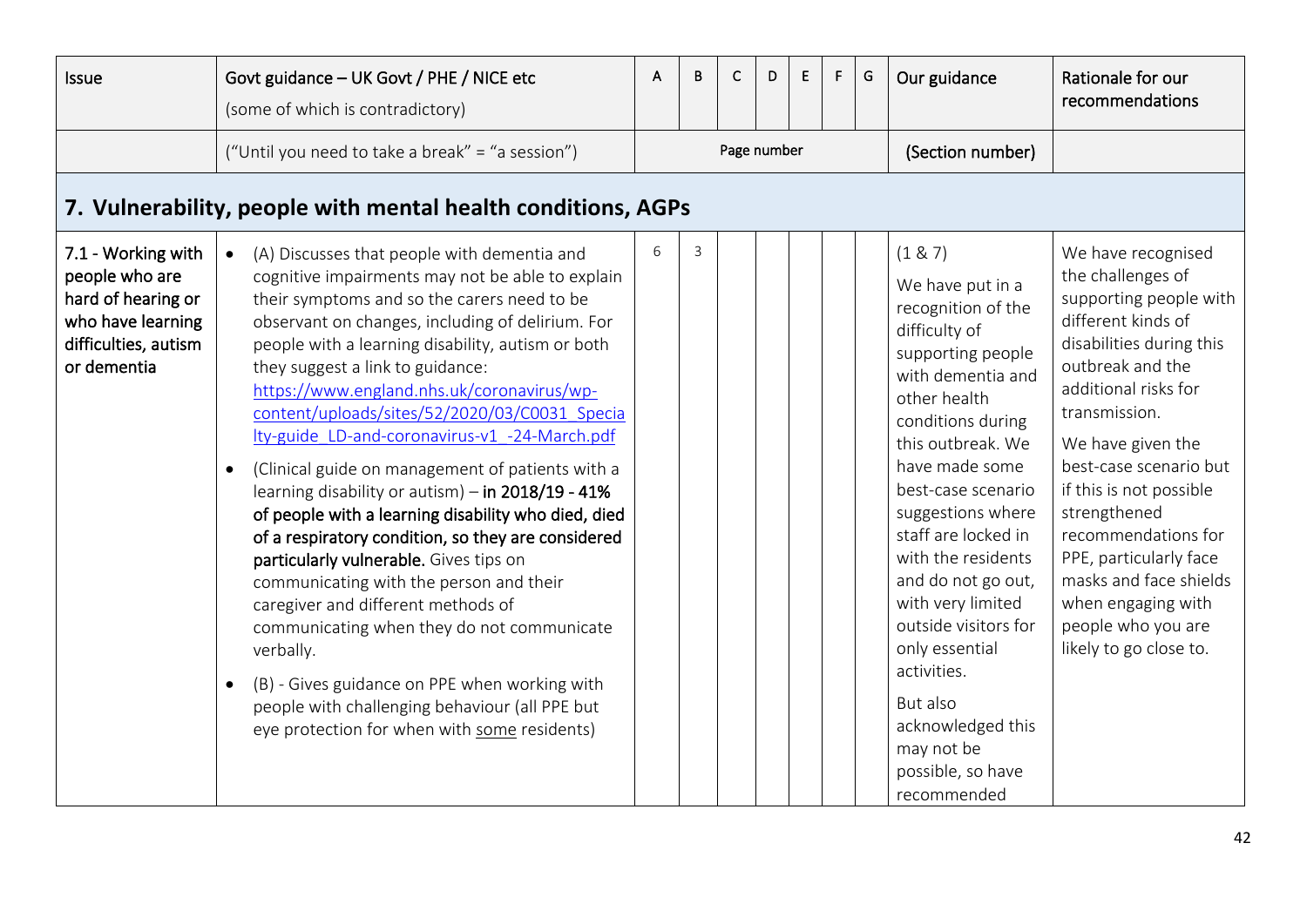| Issue | Govt guidance – UK Govt / PHE / NICE etc (some of which is contradictory) | A | B | C | D | E | F | G | Our guidance | Rationale for our recommendations |
|---|---|---|---|---|---|---|---|---|---|---|
| | ("Until you need to take a break" = "a session") | Page number | | | | | | | (Section number) | |
| **7. Vulnerability, people with mental health conditions, AGPs** | | | | | | | | | | |
| 7.1 - Working with people who are hard of hearing or who have learning difficulties, autism or dementia | • (A) Discusses that people with dementia and cognitive impairments may not be able to explain their symptoms and so the carers need to be observant on changes, including of delirium. For people with a learning disability, autism or both they suggest a link to guidance: https://www.england.nhs.uk/coronavirus/wp-content/uploads/sites/52/2020/03/C0031_Specialty-guide_LD-and-coronavirus-v1_-24-March.pdf <br><br> • (Clinical guide on management of patients with a learning disability or autism) – **in 2018/19 - 41% of people with a learning disability who died, died of a respiratory condition, so they are considered particularly vulnerable.** Gives tips on communicating with the person and their caregiver and different methods of communicating when they do not communicate verbally. <br><br> • (B) - Gives guidance on PPE when working with people with challenging behaviour (all PPE but eye protection for when with <u>some</u> residents) | 6 | 3 | | | | | | (1 & 7) <br><br> We have put in a recognition of the difficulty of supporting people with dementia and other health conditions during this outbreak. We have made some best-case scenario suggestions where staff are locked in with the residents and do not go out, with very limited outside visitors for only essential activities. <br><br> But also acknowledged this may not be possible, so have recommended | We have recognised the challenges of supporting people with different kinds of disabilities during this outbreak and the additional risks for transmission. <br><br> We have given the best-case scenario but if this is not possible strengthened recommendations for PPE, particularly face masks and face shields when engaging with people who you are likely to go close to. |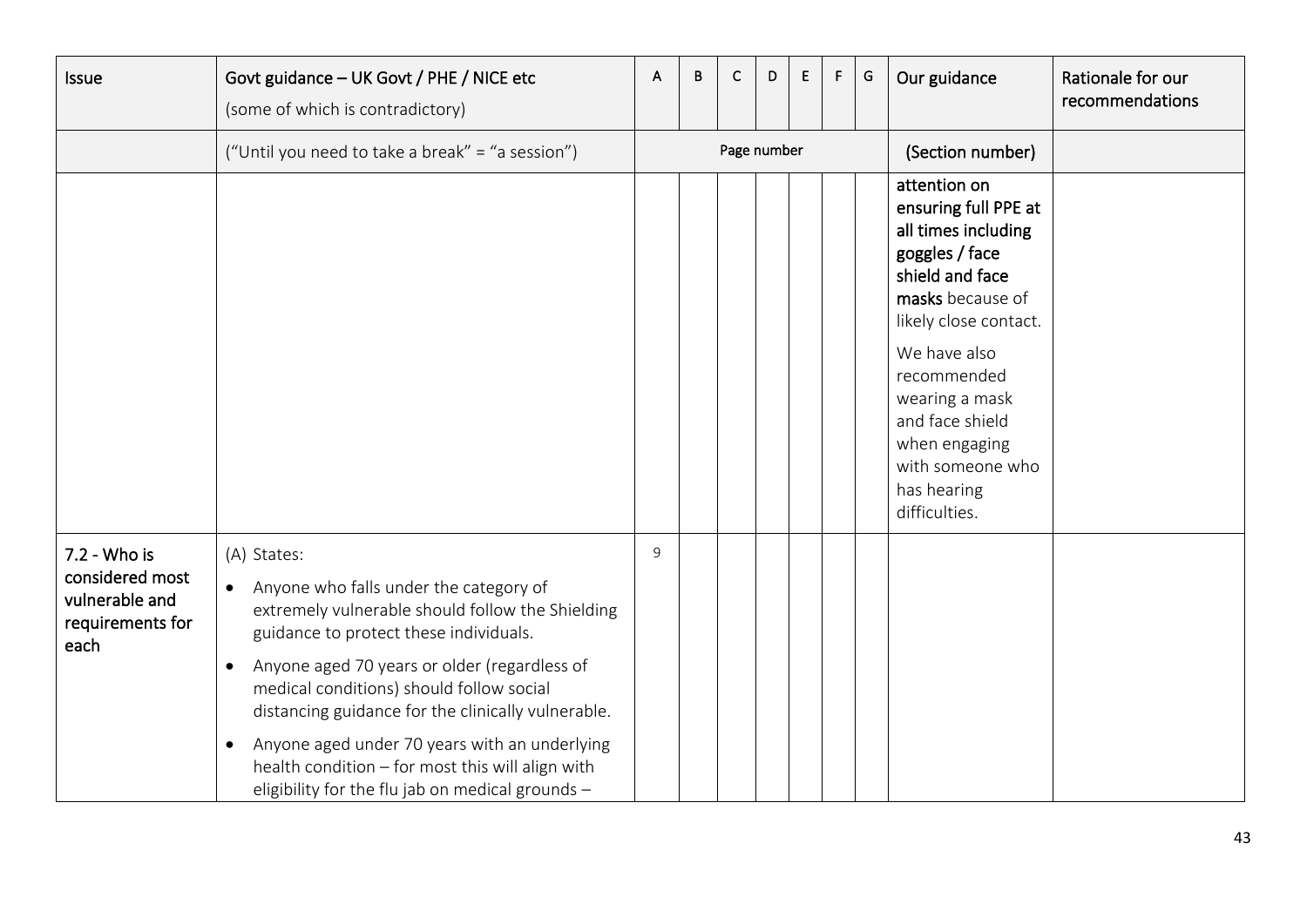| Issue | Govt guidance – UK Govt / PHE / NICE etc (some of which is contradictory) | A | B | C | D | E | F | G | Our guidance | Rationale for our recommendations |
|---|---|---|---|---|---|---|---|---|---|---|
| | ("Until you need to take a break" = "a session") | Page number | | | | | | | (Section number) | |
| | | | | | | | | | attention on **ensuring full PPE at all times including goggles / face shield and face masks** because of likely close contact.<br><br>We have also recommended wearing a mask and face shield when engaging with someone who has hearing difficulties. | |
| 7.2 - Who is considered most vulnerable and requirements for each | (A) States:<br>• Anyone who falls under the category of extremely vulnerable should follow the Shielding guidance to protect these individuals.<br>• Anyone aged 70 years or older (regardless of medical conditions) should follow social distancing guidance for the clinically vulnerable.<br>• Anyone aged under 70 years with an underlying health condition – for most this will align with eligibility for the flu jab on medical grounds – | 9 | | | | | | | | |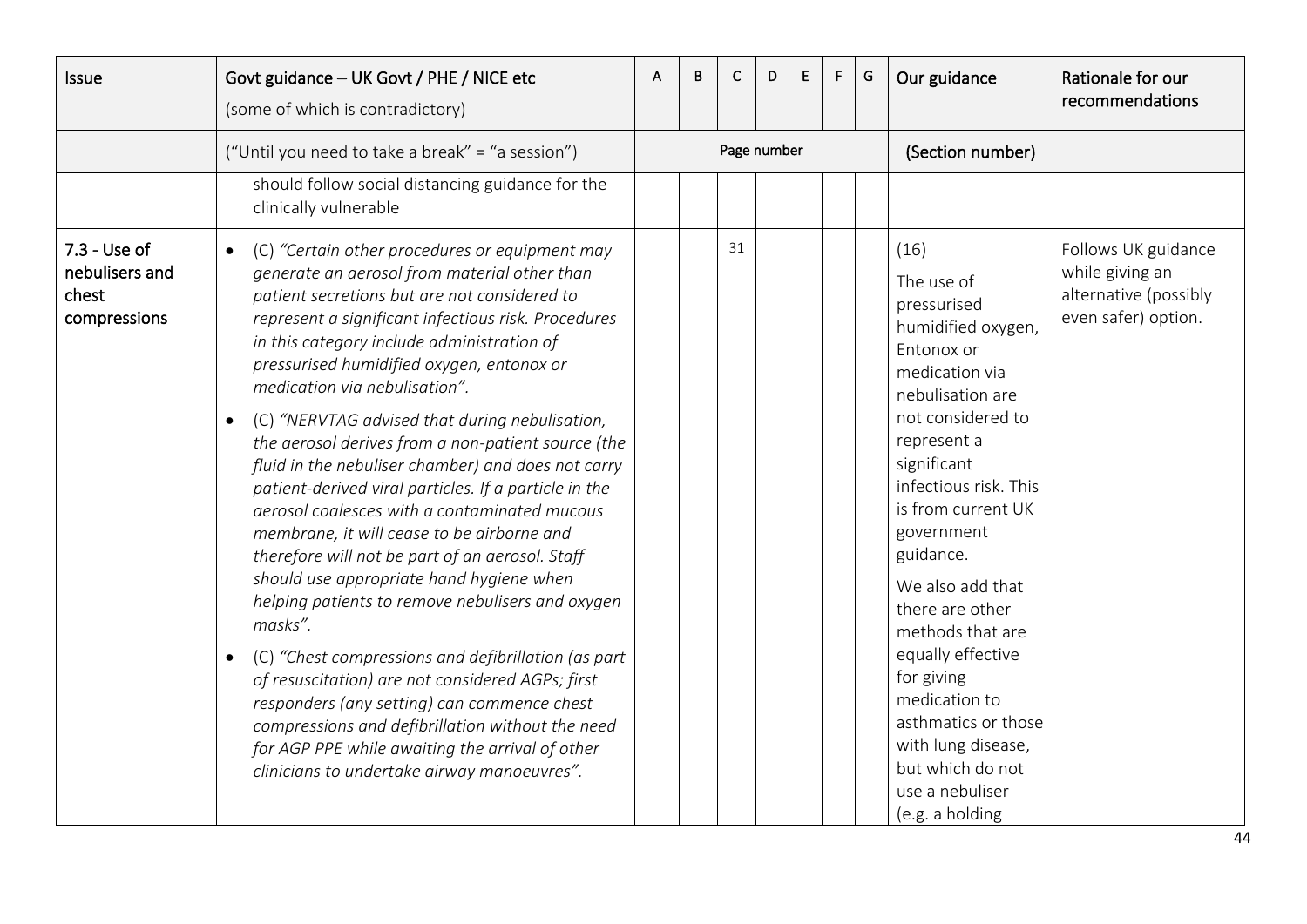| Issue | Govt guidance – UK Govt / PHE / NICE etc (some of which is contradictory) | A | B | C | D | E | F | G | Our guidance | Rationale for our recommendations |
|---|---|---|---|---|---|---|---|---|---|---|
| | ("Until you need to take a break" = "a session") | Page number | | | | | | | (Section number) | |
| | should follow social distancing guidance for the clinically vulnerable | | | | | | | | | |
| 7.3 - Use of nebulisers and chest compressions | • (C) *"Certain other procedures or equipment may generate an aerosol from material other than patient secretions but are not considered to represent a significant infectious risk. Procedures in this category include administration of pressurised humidified oxygen, entonox or medication via nebulisation".* <br> • (C) *"NERVTAG advised that during nebulisation, the aerosol derives from a non-patient source (the fluid in the nebuliser chamber) and does not carry patient-derived viral particles. If a particle in the aerosol coalesces with a contaminated mucous membrane, it will cease to be airborne and therefore will not be part of an aerosol. Staff should use appropriate hand hygiene when helping patients to remove nebulisers and oxygen masks".* <br> • (C) *"Chest compressions and defibrillation (as part of resuscitation) are not considered AGPs; first responders (any setting) can commence chest compressions and defibrillation without the need for AGP PPE while awaiting the arrival of other clinicians to undertake airway manoeuvres".* | | | 31 | | | | | (16) <br> The use of pressurised humidified oxygen, Entonox or medication via nebulisation are not considered to represent a significant infectious risk. This is from current UK government guidance. <br> We also add that there are other methods that are equally effective for giving medication to asthmatics or those with lung disease, but which do not use a nebuliser (e.g. a holding | Follows UK guidance while giving an alternative (possibly even safer) option. |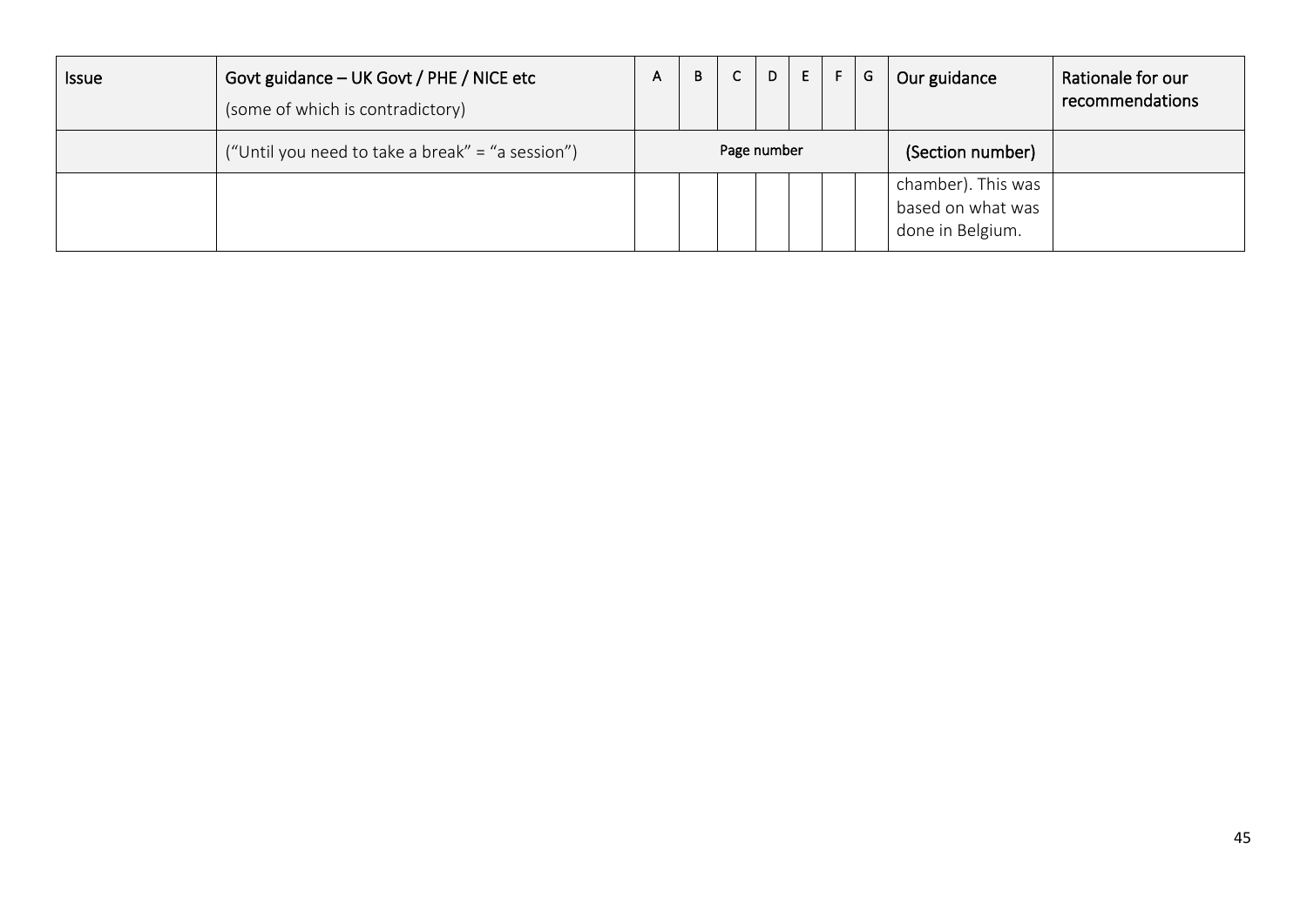| Issue | Govt guidance – UK Govt / PHE / NICE etc (some of which is contradictory) | A | B | C | D | E | F | G | Our guidance | Rationale for our recommendations |
|---|---|---|---|---|---|---|---|---|---|---|
| | ("Until you need to take a break" = "a session") | Page number | | | | | | | (Section number) | |
| | | | | | | | | | chamber). This was based on what was done in Belgium. | |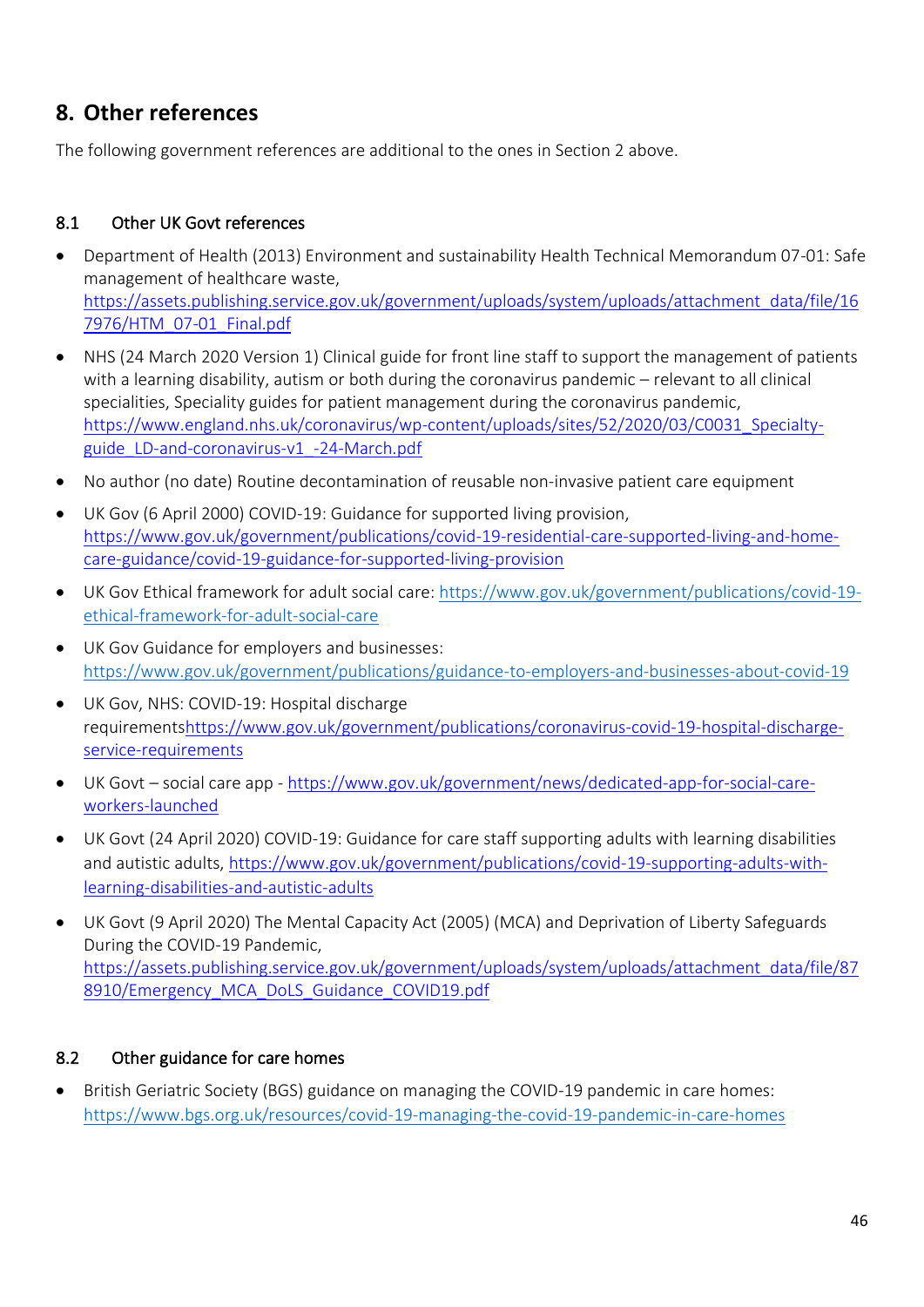## 8. Other references

The following government references are additional to the ones in Section 2 above.

### 8.1 Other UK Govt references

- Department of Health (2013) Environment and sustainability Health Technical Memorandum 07-01: Safe management of healthcare waste, https://assets.publishing.service.gov.uk/government/uploads/system/uploads/attachment_data/file/167976/HTM_07-01_Final.pdf
- NHS (24 March 2020 Version 1) Clinical guide for front line staff to support the management of patients with a learning disability, autism or both during the coronavirus pandemic – relevant to all clinical specialities, Speciality guides for patient management during the coronavirus pandemic, https://www.england.nhs.uk/coronavirus/wp-content/uploads/sites/52/2020/03/C0031_Specialty-guide_LD-and-coronavirus-v1_-24-March.pdf
- No author (no date) Routine decontamination of reusable non-invasive patient care equipment
- UK Gov (6 April 2000) COVID-19: Guidance for supported living provision, https://www.gov.uk/government/publications/covid-19-residential-care-supported-living-and-home-care-guidance/covid-19-guidance-for-supported-living-provision
- UK Gov Ethical framework for adult social care: https://www.gov.uk/government/publications/covid-19-ethical-framework-for-adult-social-care
- UK Gov Guidance for employers and businesses: https://www.gov.uk/government/publications/guidance-to-employers-and-businesses-about-covid-19
- UK Gov, NHS: COVID-19: Hospital discharge requirementshttps://www.gov.uk/government/publications/coronavirus-covid-19-hospital-discharge-service-requirements
- UK Govt – social care app - https://www.gov.uk/government/news/dedicated-app-for-social-care-workers-launched
- UK Govt (24 April 2020) COVID-19: Guidance for care staff supporting adults with learning disabilities and autistic adults, https://www.gov.uk/government/publications/covid-19-supporting-adults-with-learning-disabilities-and-autistic-adults
- UK Govt (9 April 2020) The Mental Capacity Act (2005) (MCA) and Deprivation of Liberty Safeguards During the COVID-19 Pandemic, https://assets.publishing.service.gov.uk/government/uploads/system/uploads/attachment_data/file/878910/Emergency_MCA_DoLS_Guidance_COVID19.pdf

### 8.2 Other guidance for care homes

- British Geriatric Society (BGS) guidance on managing the COVID-19 pandemic in care homes: https://www.bgs.org.uk/resources/covid-19-managing-the-covid-19-pandemic-in-care-homes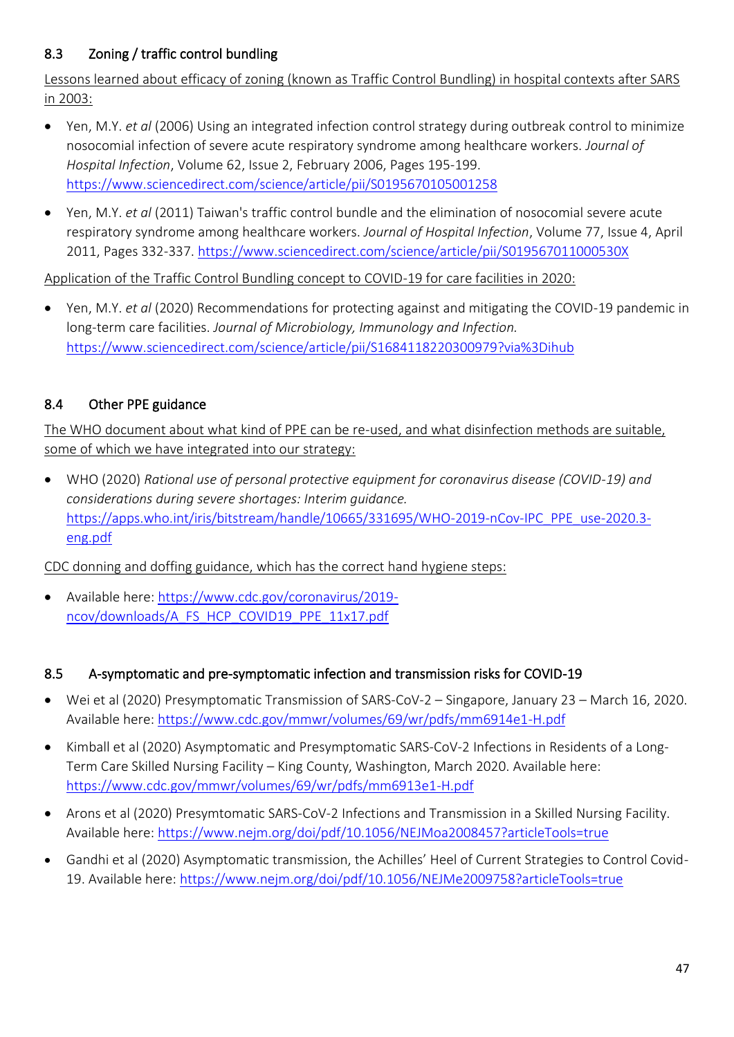### 8.3 Zoning / traffic control bundling

Lessons learned about efficacy of zoning (known as Traffic Control Bundling) in hospital contexts after SARS in 2003:

- Yen, M.Y. *et al* (2006) Using an integrated infection control strategy during outbreak control to minimize nosocomial infection of severe acute respiratory syndrome among healthcare workers. *Journal of Hospital Infection*, Volume 62, Issue 2, February 2006, Pages 195-199. https://www.sciencedirect.com/science/article/pii/S0195670105001258
- Yen, M.Y. *et al* (2011) Taiwan's traffic control bundle and the elimination of nosocomial severe acute respiratory syndrome among healthcare workers. *Journal of Hospital Infection*, Volume 77, Issue 4, April 2011, Pages 332-337. https://www.sciencedirect.com/science/article/pii/S019567011000530X

Application of the Traffic Control Bundling concept to COVID-19 for care facilities in 2020:

- Yen, M.Y. *et al* (2020) Recommendations for protecting against and mitigating the COVID-19 pandemic in long-term care facilities. *Journal of Microbiology, Immunology and Infection.* https://www.sciencedirect.com/science/article/pii/S1684118220300979?via%3Dihub

### 8.4 Other PPE guidance

The WHO document about what kind of PPE can be re-used, and what disinfection methods are suitable, some of which we have integrated into our strategy:

- WHO (2020) *Rational use of personal protective equipment for coronavirus disease (COVID-19) and considerations during severe shortages: Interim guidance.* https://apps.who.int/iris/bitstream/handle/10665/331695/WHO-2019-nCov-IPC_PPE_use-2020.3-eng.pdf

CDC donning and doffing guidance, which has the correct hand hygiene steps:

- Available here: https://www.cdc.gov/coronavirus/2019-ncov/downloads/A_FS_HCP_COVID19_PPE_11x17.pdf

### 8.5 A-symptomatic and pre-symptomatic infection and transmission risks for COVID-19

- Wei et al (2020) Presymptomatic Transmission of SARS-CoV-2 – Singapore, January 23 – March 16, 2020. Available here: https://www.cdc.gov/mmwr/volumes/69/wr/pdfs/mm6914e1-H.pdf
- Kimball et al (2020) Asymptomatic and Presymptomatic SARS-CoV-2 Infections in Residents of a Long-Term Care Skilled Nursing Facility – King County, Washington, March 2020. Available here: https://www.cdc.gov/mmwr/volumes/69/wr/pdfs/mm6913e1-H.pdf
- Arons et al (2020) Presymtomatic SARS-CoV-2 Infections and Transmission in a Skilled Nursing Facility. Available here: https://www.nejm.org/doi/pdf/10.1056/NEJMoa2008457?articleTools=true
- Gandhi et al (2020) Asymptomatic transmission, the Achilles' Heel of Current Strategies to Control Covid-19. Available here: https://www.nejm.org/doi/pdf/10.1056/NEJMe2009758?articleTools=true